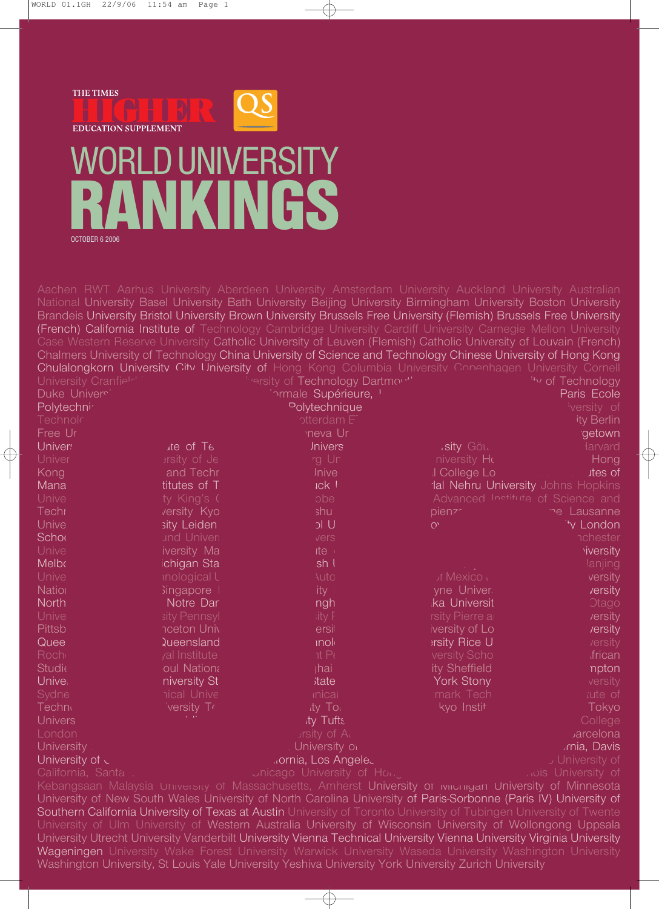THE TIMES **HIGHER** EDUCATION SUPPLEMENT

QS

# WORLD UNIVERSITY RANKINGS

OCTOBER 6 2006

Aachen RWT Aarhus University Aberdeen University Amsterdam University Auckland University Australian National University Basel University Bath University Beijing University Birmingham University Boston University Brandeis University Bristol University Brown University Brussels Free University (Flemish) Brussels Free University (French) California Institute of Technology Cambridge University Cardiff University Carnegie Mellon University Case Western Reserve University Catholic University of Leuven (Flemish) Catholic University of Louvain (French) Chalmers University of Technology China University of Science and Technology Chinese University of Hong Kong Chulalongkorn University City University of Hong Kong Columbia University Copenhagen University Cornell University Cranfield ... University of Technology Dartmouth ... of Technology Duke University ... Normale Supérieure, ... Paris Ecole Polytechnique ...

Kebangsaan Malaysia University of Massachusetts, Amherst University of Michigan University of Minnesota University of New South Wales University of North Carolina University of Paris-Sorbonne (Paris IV) University of Southern California University of Texas at Austin University of Toronto University of Tubingen University of Twente University of Ulm University of Western Australia University of Wisconsin University of Wollongong Uppsala University Utrecht University Vanderbilt University Vienna Technical University Vienna University Virginia University Wageningen University Wake Forest University Warwick University Waseda University Washington University Washington University, St Louis Yale University Yeshiva University York University Zurich University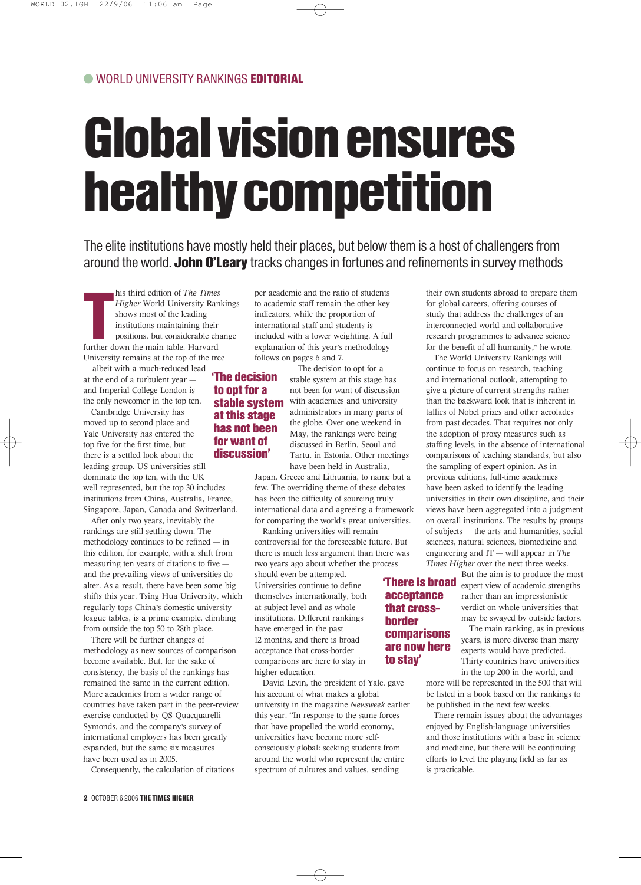WORLD UNIVERSITY RANKINGS **EDITORIAL**

# Global vision ensures healthy competition

The elite institutions have mostly held their places, but below them is a host of challengers from around the world. **John O'Leary** tracks changes in fortunes and refinements in survey methods

This third edition of *The Times Higher* World University Rankings shows most of the leading institutions maintaining their positions, but considerable change further down the main table. Harvard University remains at the top of the tree — albeit with a much-reduced lead at the end of a turbulent year — and Imperial College London is the only newcomer in the top ten.

Cambridge University has moved up to second place and Yale University has entered the top five for the first time, but there is a settled look about the leading group. US universities still dominate the top ten, with the UK well represented, but the top 30 includes institutions from China, Australia, France, Singapore, Japan, Canada and Switzerland.

After only two years, inevitably the rankings are still settling down. The methodology continues to be refined — in this edition, for example, with a shift from measuring ten years of citations to five — and the prevailing views of universities do alter. As a result, there have been some big shifts this year. Tsing Hua University, which regularly tops China's domestic university league tables, is a prime example, climbing from outside the top 50 to 28th place.

There will be further changes of methodology as new sources of comparison become available. But, for the sake of consistency, the basis of the rankings has remained the same in the current edition. More academics from a wider range of countries have taken part in the peer-review exercise conducted by QS Quacquarelli Symonds, and the company's survey of international employers has been greatly expanded, but the same six measures have been used as in 2005.

Consequently, the calculation of citations per academic and the ratio of students to academic staff remain the other key indicators, while the proportion of international staff and students is included with a lower weighting. A full explanation of this year's methodology follows on pages 6 and 7.

**'The decision to opt for a stable system at this stage has not been for want of discussion'**

The decision to opt for a stable system at this stage has not been for want of discussion with academics and university administrators in many parts of the globe. Over one weekend in May, the rankings were being discussed in Berlin, Seoul and Tartu, in Estonia. Other meetings have been held in Australia, Japan, Greece and Lithuania, to name but a few. The overriding theme of these debates has been the difficulty of sourcing truly international data and agreeing a framework for comparing the world's great universities.

Ranking universities will remain controversial for the foreseeable future. But there is much less argument than there was two years ago about whether the process should even be attempted. Universities continue to define themselves internationally, both at subject level and as whole institutions. Different rankings have emerged in the past 12 months, and there is broad acceptance that cross-border comparisons are here to stay in higher education.

**'There is broad acceptance that cross-border comparisons are now here to stay'**

David Levin, the president of Yale, gave his account of what makes a global university in the magazine *Newsweek* earlier this year. "In response to the same forces that have propelled the world economy, universities have become more self-consciously global: seeking students from around the world who represent the entire spectrum of cultures and values, sending their own students abroad to prepare them for global careers, offering courses of study that address the challenges of an interconnected world and collaborative research programmes to advance science for the benefit of all humanity," he wrote.

The World University Rankings will continue to focus on research, teaching and international outlook, attempting to give a picture of current strengths rather than the backward look that is inherent in tallies of Nobel prizes and other accolades from past decades. That requires not only the adoption of proxy measures such as staffing levels, in the absence of international comparisons of teaching standards, but also the sampling of expert opinion. As in previous editions, full-time academics have been asked to identify the leading universities in their own discipline, and their views have been aggregated into a judgment on overall institutions. The results by groups of subjects — the arts and humanities, social sciences, natural sciences, biomedicine and engineering and IT — will appear in *The Times Higher* over the next three weeks.

But the aim is to produce the most expert view of academic strengths rather than an impressionistic verdict on whole universities that may be swayed by outside factors.

The main ranking, as in previous years, is more diverse than many experts would have predicted. Thirty countries have universities in the top 200 in the world, and more will be represented in the 500 that will be listed in a book based on the rankings to be published in the next few weeks.

There remain issues about the advantages enjoyed by English-language universities and those institutions with a base in science and medicine, but there will be continuing efforts to level the playing field as far as is practicable.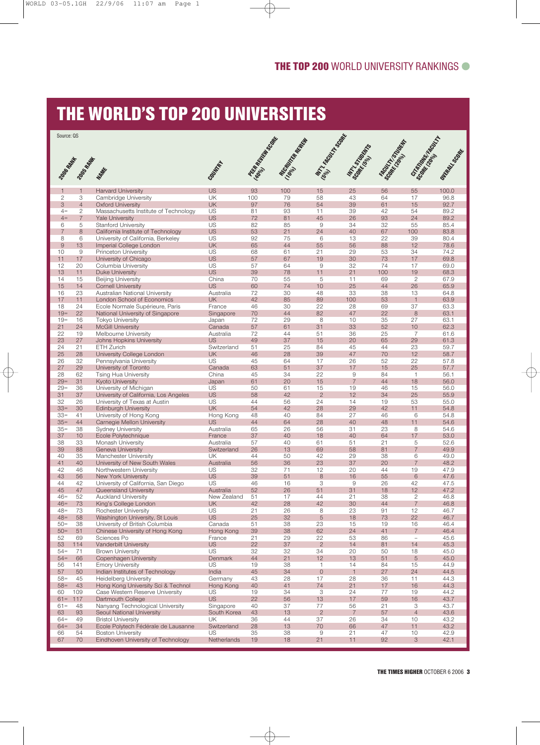## THE TOP 200 WORLD UNIVERSITY RANKINGS

# THE WORLD'S TOP 200 UNIVERSITIES

Source: QS

| 2006 RANK | 2005 RANK | NAME | COUNTRY | PEER REVIEW SCORE (40%) | RECRUITER REVIEW (10%) | INT'L FACULTY SCORE (5%) | INT'L STUDENTS SCORE (5%) | FACULTY/STUDENT SCORE (20%) | CITATIONS/FACULTY SCORE (20%) | OVERALL SCORE |
|---|---|---|---|---|---|---|---|---|---|---|
| 1 | 1 | Harvard University | US | 93 | 100 | 15 | 25 | 56 | 55 | 100.0 |
| 2 | 3 | Cambridge University | UK | 100 | 79 | 58 | 43 | 64 | 17 | 96.8 |
| 3 | 4 | Oxford University | UK | 97 | 76 | 54 | 39 | 61 | 15 | 92.7 |
| 4= | 2 | Massachusetts Institute of Technology | US | 81 | 93 | 11 | 39 | 42 | 54 | 89.2 |
| 4= | 7 | Yale University | US | 72 | 81 | 45 | 26 | 93 | 24 | 89.2 |
| 6 | 5 | Stanford University | US | 82 | 85 | 9 | 34 | 32 | 55 | 85.4 |
| 7 | 8 | California Institute of Technology | US | 53 | 21 | 24 | 40 | 67 | 100 | 83.8 |
| 8 | 6 | University of California, Berkeley | US | 92 | 75 | 6 | 13 | 22 | 39 | 80.4 |
| 9 | 13 | Imperial College London | UK | 65 | 44 | 55 | 56 | 88 | 12 | 78.6 |
| 10 | 9 | Princeton University | US | 68 | 61 | 21 | 29 | 53 | 34 | 74.2 |
| 11 | 17 | University of Chicago | US | 57 | 67 | 19 | 30 | 73 | 17 | 69.8 |
| 12 | 20 | Columbia University | US | 57 | 64 | 9 | 32 | 74 | 17 | 69.0 |
| 13 | 11 | Duke University | US | 39 | 78 | 11 | 21 | 100 | 19 | 68.3 |
| 14 | 15 | Beijing University | China | 70 | 55 | 5 | 11 | 69 | 2 | 67.9 |
| 15 | 14 | Cornell University | US | 60 | 74 | 10 | 25 | 44 | 26 | 65.9 |
| 16 | 23 | Australian National University | Australia | 72 | 30 | 48 | 33 | 38 | 13 | 64.8 |
| 17 | 11 | London School of Economics | UK | 42 | 85 | 89 | 100 | 53 | 1 | 63.9 |
| 18 | 24 | Ecole Normale Supérieure, Paris | France | 46 | 30 | 22 | 28 | 69 | 37 | 63.3 |
| 19= | 22 | National University of Singapore | Singapore | 70 | 44 | 82 | 47 | 22 | 8 | 63.1 |
| 19= | 16 | Tokyo University | Japan | 72 | 29 | 8 | 10 | 35 | 27 | 63.1 |
| 21 | 24 | McGill University | Canada | 57 | 61 | 31 | 33 | 52 | 10 | 62.3 |
| 22 | 19 | Melbourne University | Australia | 72 | 44 | 51 | 36 | 25 | 7 | 61.6 |
| 23 | 27 | Johns Hopkins University | US | 49 | 37 | 15 | 20 | 65 | 29 | 61.3 |
| 24 | 21 | ETH Zurich | Switzerland | 51 | 25 | 84 | 45 | 44 | 23 | 59.7 |
| 25 | 28 | University College London | UK | 46 | 28 | 39 | 47 | 70 | 12 | 58.7 |
| 26 | 32 | Pennsylvania University | US | 45 | 64 | 17 | 26 | 52 | 22 | 57.8 |
| 27 | 29 | University of Toronto | Canada | 63 | 51 | 37 | 17 | 15 | 25 | 57.7 |
| 28 | 62 | Tsing Hua University | China | 45 | 34 | 22 | 9 | 84 | 1 | 56.1 |
| 29= | 31 | Kyoto University | Japan | 61 | 20 | 15 | 7 | 44 | 18 | 56.0 |
| 29= | 36 | University of Michigan | US | 50 | 61 | 15 | 19 | 46 | 15 | 56.0 |
| 31 | 37 | University of California, Los Angeles | US | 58 | 42 | 2 | 12 | 34 | 25 | 55.9 |
| 32 | 26 | University of Texas at Austin | US | 44 | 56 | 24 | 14 | 19 | 53 | 55.0 |
| 33= | 30 | Edinburgh University | UK | 54 | 42 | 28 | 29 | 42 | 11 | 54.8 |
| 33= | 41 | University of Hong Kong | Hong Kong | 48 | 40 | 84 | 27 | 46 | 6 | 54.8 |
| 35= | 44 | Carnegie Mellon University | US | 44 | 64 | 28 | 40 | 48 | 11 | 54.6 |
| 35= | 38 | Sydney University | Australia | 65 | 26 | 56 | 31 | 23 | 8 | 54.6 |
| 37 | 10 | Ecole Polytechnique | France | 37 | 40 | 18 | 40 | 64 | 17 | 53.0 |
| 38 | 33 | Monash University | Australia | 57 | 40 | 61 | 51 | 21 | 5 | 52.6 |
| 39 | 88 | Geneva University | Switzerland | 26 | 13 | 69 | 58 | 81 | 7 | 49.9 |
| 40 | 35 | Manchester University | UK | 44 | 50 | 42 | 29 | 38 | 6 | 49.0 |
| 41 | 40 | University of New South Wales | Australia | 56 | 36 | 23 | 37 | 20 | 7 | 48.2 |
| 42 | 46 | Northwestern University | US | 32 | 71 | 12 | 20 | 44 | 19 | 47.9 |
| 43 | 56 | New York University | US | 39 | 51 | 8 | 16 | 55 | 6 | 47.6 |
| 44 | 42 | University of California, San Diego | US | 46 | 16 | 3 | 9 | 26 | 42 | 47.5 |
| 45 | 47 | Queensland University | Australia | 52 | 26 | 51 | 31 | 18 | 12 | 47.2 |
| 46= | 52 | Auckland University | New Zealand | 51 | 17 | 44 | 21 | 38 | 2 | 46.8 |
| 46= | 73 | King's College London | UK | 42 | 28 | 42 | 30 | 44 | 7 | 46.8 |
| 48= | 73 | Rochester University | US | 21 | 26 | 8 | 23 | 91 | 12 | 46.7 |
| 48= | 58 | Washington University, St Louis | US | 25 | 32 | 5 | 18 | 73 | 22 | 46.7 |
| 50= | 38 | University of British Columbia | Canada | 51 | 38 | 23 | 15 | 19 | 16 | 46.4 |
| 50= | 51 | Chinese University of Hong Kong | Hong Kong | 39 | 38 | 62 | 24 | 41 | 7 | 46.4 |
| 52 | 69 | Sciences Po | France | 21 | 29 | 22 | 53 | 86 | – | 45.6 |
| 53 | 114 | Vanderbilt University | US | 22 | 37 | 2 | 14 | 81 | 14 | 45.3 |
| 54= | 71 | Brown University | US | 32 | 32 | 34 | 20 | 50 | 18 | 45.0 |
| 54= | 66 | Copenhagen University | Denmark | 44 | 21 | 12 | 13 | 51 | 5 | 45.0 |
| 56 | 141 | Emory University | US | 19 | 38 | 1 | 14 | 84 | 15 | 44.9 |
| 57 | 50 | Indian Institutes of Technology | India | 45 | 34 | 0 | 1 | 27 | 24 | 44.5 |
| 58= | 45 | Heidelberg University | Germany | 43 | 28 | 17 | 28 | 36 | 11 | 44.3 |
| 58= | 43 | Hong Kong University Sci & Technol | Hong Kong | 40 | 41 | 74 | 21 | 17 | 16 | 44.3 |
| 60 | 109 | Case Western Reserve University | US | 19 | 34 | 3 | 24 | 77 | 19 | 44.2 |
| 61= | 117 | Dartmouth College | US | 22 | 56 | 13 | 17 | 59 | 16 | 43.7 |
| 61= | 48 | Nanyang Technological University | Singapore | 40 | 37 | 77 | 56 | 21 | 3 | 43.7 |
| 63 | 93 | Seoul National University | South Korea | 43 | 13 | 2 | 7 | 57 | 4 | 43.6 |
| 64= | 49 | Bristol University | UK | 36 | 44 | 37 | 26 | 34 | 10 | 43.2 |
| 64= | 34 | Ecole Polytech Fédérale de Lausanne | Switzerland | 28 | 13 | 70 | 66 | 47 | 11 | 43.2 |
| 66 | 54 | Boston University | US | 35 | 38 | 9 | 21 | 47 | 10 | 42.9 |
| 67 | 70 | Eindhoven University of Technology | Netherlands | 19 | 18 | 21 | 11 | 92 | 3 | 42.1 |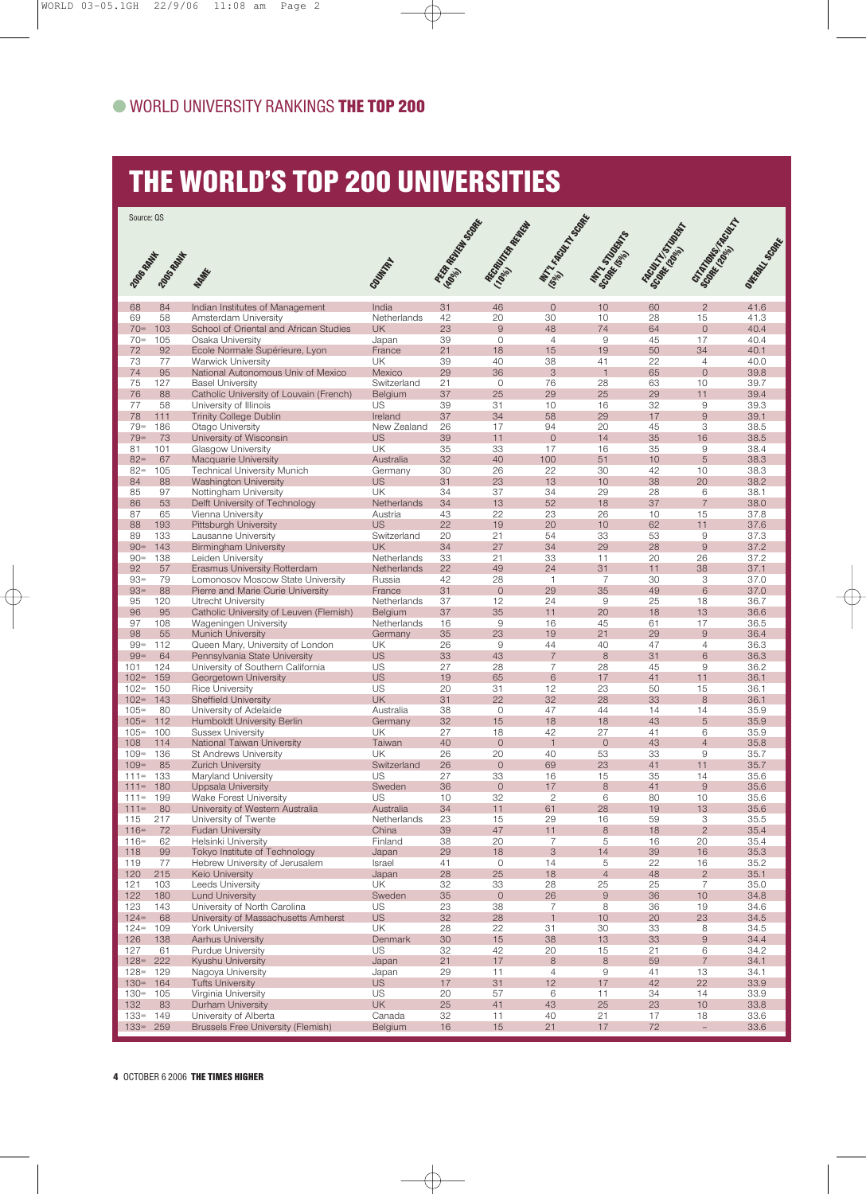## WORLD UNIVERSITY RANKINGS **THE TOP 200**

# THE WORLD'S TOP 200 UNIVERSITIES

Source: QS

| 2006 RANK | 2005 RANK | NAME | COUNTRY | PEER REVIEW SCORE (40%) | RECRUITER REVIEW (10%) | INT'L FACULTY SCORE (5%) | INT'L STUDENTS SCORE (5%) | FACULTY/STUDENT SCORE (20%) | CITATIONS/FACULTY SCORE (20%) | OVERALL SCORE |
|---|---|---|---|---|---|---|---|---|---|---|
| 68 | 84 | Indian Institutes of Management | India | 31 | 46 | 0 | 10 | 60 | 2 | 41.6 |
| 69 | 58 | Amsterdam University | Netherlands | 42 | 20 | 30 | 10 | 28 | 15 | 41.3 |
| 70= | 103 | School of Oriental and African Studies | UK | 23 | 9 | 48 | 74 | 64 | 0 | 40.4 |
| 70= | 105 | Osaka University | Japan | 39 | 0 | 4 | 9 | 45 | 17 | 40.4 |
| 72 | 92 | Ecole Normale Supérieure, Lyon | France | 21 | 18 | 15 | 19 | 50 | 34 | 40.1 |
| 73 | 77 | Warwick University | UK | 39 | 40 | 38 | 41 | 22 | 4 | 40.0 |
| 74 | 95 | National Autonomous Univ of Mexico | Mexico | 29 | 36 | 3 | 1 | 65 | 0 | 39.8 |
| 75 | 127 | Basel University | Switzerland | 21 | 0 | 76 | 28 | 63 | 10 | 39.7 |
| 76 | 88 | Catholic University of Louvain (French) | Belgium | 37 | 25 | 29 | 25 | 29 | 11 | 39.4 |
| 77 | 58 | University of Illinois | US | 39 | 31 | 10 | 16 | 32 | 9 | 39.3 |
| 78 | 111 | Trinity College Dublin | Ireland | 37 | 34 | 58 | 29 | 17 | 9 | 39.1 |
| 79= | 186 | Otago University | New Zealand | 26 | 17 | 94 | 20 | 45 | 3 | 38.5 |
| 79= | 73 | University of Wisconsin | US | 39 | 11 | 0 | 14 | 35 | 16 | 38.5 |
| 81 | 101 | Glasgow University | UK | 35 | 33 | 17 | 16 | 35 | 9 | 38.4 |
| 82= | 67 | Macquarie University | Australia | 32 | 40 | 100 | 51 | 10 | 5 | 38.3 |
| 82= | 105 | Technical University Munich | Germany | 30 | 26 | 22 | 30 | 42 | 10 | 38.3 |
| 84 | 88 | Washington University | US | 31 | 23 | 13 | 10 | 38 | 20 | 38.2 |
| 85 | 97 | Nottingham University | UK | 34 | 37 | 34 | 29 | 28 | 6 | 38.1 |
| 86 | 53 | Delft University of Technology | Netherlands | 34 | 13 | 52 | 18 | 37 | 7 | 38.0 |
| 87 | 65 | Vienna University | Austria | 43 | 22 | 23 | 26 | 10 | 15 | 37.8 |
| 88 | 193 | Pittsburgh University | US | 22 | 19 | 20 | 10 | 62 | 11 | 37.6 |
| 89 | 133 | Lausanne University | Switzerland | 20 | 21 | 54 | 33 | 53 | 9 | 37.3 |
| 90= | 143 | Birmingham University | UK | 34 | 27 | 34 | 29 | 28 | 9 | 37.2 |
| 90= | 138 | Leiden University | Netherlands | 33 | 21 | 33 | 11 | 20 | 26 | 37.2 |
| 92 | 57 | Erasmus University Rotterdam | Netherlands | 22 | 49 | 24 | 31 | 11 | 38 | 37.1 |
| 93= | 79 | Lomonosov Moscow State University | Russia | 42 | 28 | 1 | 7 | 30 | 3 | 37.0 |
| 93= | 88 | Pierre and Marie Curie University | France | 31 | 0 | 29 | 35 | 49 | 6 | 37.0 |
| 95 | 120 | Utrecht University | Netherlands | 37 | 12 | 24 | 9 | 25 | 18 | 36.7 |
| 96 | 95 | Catholic University of Leuven (Flemish) | Belgium | 37 | 35 | 11 | 20 | 18 | 13 | 36.6 |
| 97 | 108 | Wageningen University | Netherlands | 16 | 9 | 16 | 45 | 61 | 17 | 36.5 |
| 98 | 55 | Munich University | Germany | 35 | 23 | 19 | 21 | 29 | 9 | 36.4 |
| 99= | 112 | Queen Mary, University of London | UK | 26 | 9 | 44 | 40 | 47 | 4 | 36.3 |
| 99= | 64 | Pennsylvania State University | US | 33 | 43 | 7 | 8 | 31 | 6 | 36.3 |
| 101 | 124 | University of Southern California | US | 27 | 28 | 7 | 28 | 45 | 9 | 36.2 |
| 102= | 159 | Georgetown University | US | 19 | 65 | 6 | 17 | 41 | 11 | 36.1 |
| 102= | 150 | Rice University | US | 20 | 31 | 12 | 23 | 50 | 15 | 36.1 |
| 102= | 143 | Sheffield University | UK | 31 | 22 | 32 | 28 | 33 | 8 | 36.1 |
| 105= | 80 | University of Adelaide | Australia | 38 | 0 | 47 | 44 | 14 | 14 | 35.9 |
| 105= | 112 | Humboldt University Berlin | Germany | 32 | 15 | 18 | 18 | 43 | 5 | 35.9 |
| 105= | 100 | Sussex University | UK | 27 | 18 | 42 | 27 | 41 | 6 | 35.9 |
| 108 | 114 | National Taiwan University | Taiwan | 40 | 0 | 1 | 0 | 43 | 4 | 35.8 |
| 109= | 136 | St Andrews University | UK | 26 | 20 | 40 | 53 | 33 | 9 | 35.7 |
| 109= | 85 | Zurich University | Switzerland | 26 | 0 | 69 | 23 | 41 | 11 | 35.7 |
| 111= | 133 | Maryland University | US | 27 | 33 | 16 | 15 | 35 | 14 | 35.6 |
| 111= | 180 | Uppsala University | Sweden | 36 | 0 | 17 | 8 | 41 | 9 | 35.6 |
| 111= | 199 | Wake Forest University | US | 10 | 32 | 2 | 6 | 80 | 10 | 35.6 |
| 111= | 80 | University of Western Australia | Australia | 34 | 11 | 61 | 28 | 19 | 13 | 35.6 |
| 115 | 217 | University of Twente | Netherlands | 23 | 15 | 29 | 16 | 59 | 3 | 35.5 |
| 116= | 72 | Fudan University | China | 39 | 47 | 11 | 8 | 18 | 2 | 35.4 |
| 116= | 62 | Helsinki University | Finland | 38 | 20 | 7 | 5 | 16 | 20 | 35.4 |
| 118 | 99 | Tokyo Institute of Technology | Japan | 29 | 18 | 3 | 14 | 39 | 16 | 35.3 |
| 119 | 77 | Hebrew University of Jerusalem | Israel | 41 | 0 | 14 | 5 | 22 | 16 | 35.2 |
| 120 | 215 | Keio University | Japan | 28 | 25 | 18 | 4 | 48 | 2 | 35.1 |
| 121 | 103 | Leeds University | UK | 32 | 33 | 28 | 25 | 25 | 7 | 35.0 |
| 122 | 180 | Lund University | Sweden | 35 | 0 | 26 | 9 | 36 | 10 | 34.8 |
| 123 | 143 | University of North Carolina | US | 23 | 38 | 7 | 8 | 36 | 19 | 34.6 |
| 124= | 68 | University of Massachusetts Amherst | US | 32 | 28 | 1 | 10 | 20 | 23 | 34.5 |
| 124= | 109 | York University | UK | 28 | 22 | 31 | 30 | 33 | 8 | 34.5 |
| 126 | 138 | Aarhus University | Denmark | 30 | 15 | 38 | 13 | 33 | 9 | 34.4 |
| 127 | 61 | Purdue University | US | 32 | 42 | 20 | 15 | 21 | 6 | 34.2 |
| 128= | 222 | Kyushu University | Japan | 21 | 17 | 8 | 8 | 59 | 7 | 34.1 |
| 128= | 129 | Nagoya University | Japan | 29 | 11 | 4 | 9 | 41 | 13 | 34.1 |
| 130= | 164 | Tufts University | US | 17 | 31 | 12 | 17 | 42 | 22 | 33.9 |
| 130= | 105 | Virginia University | US | 20 | 57 | 6 | 11 | 34 | 14 | 33.9 |
| 132 | 83 | Durham University | UK | 25 | 41 | 43 | 25 | 23 | 10 | 33.8 |
| 133= | 149 | University of Alberta | Canada | 32 | 11 | 40 | 21 | 17 | 18 | 33.6 |
| 133= | 259 | Brussels Free University (Flemish) | Belgium | 16 | 15 | 21 | 17 | 72 | – | 33.6 |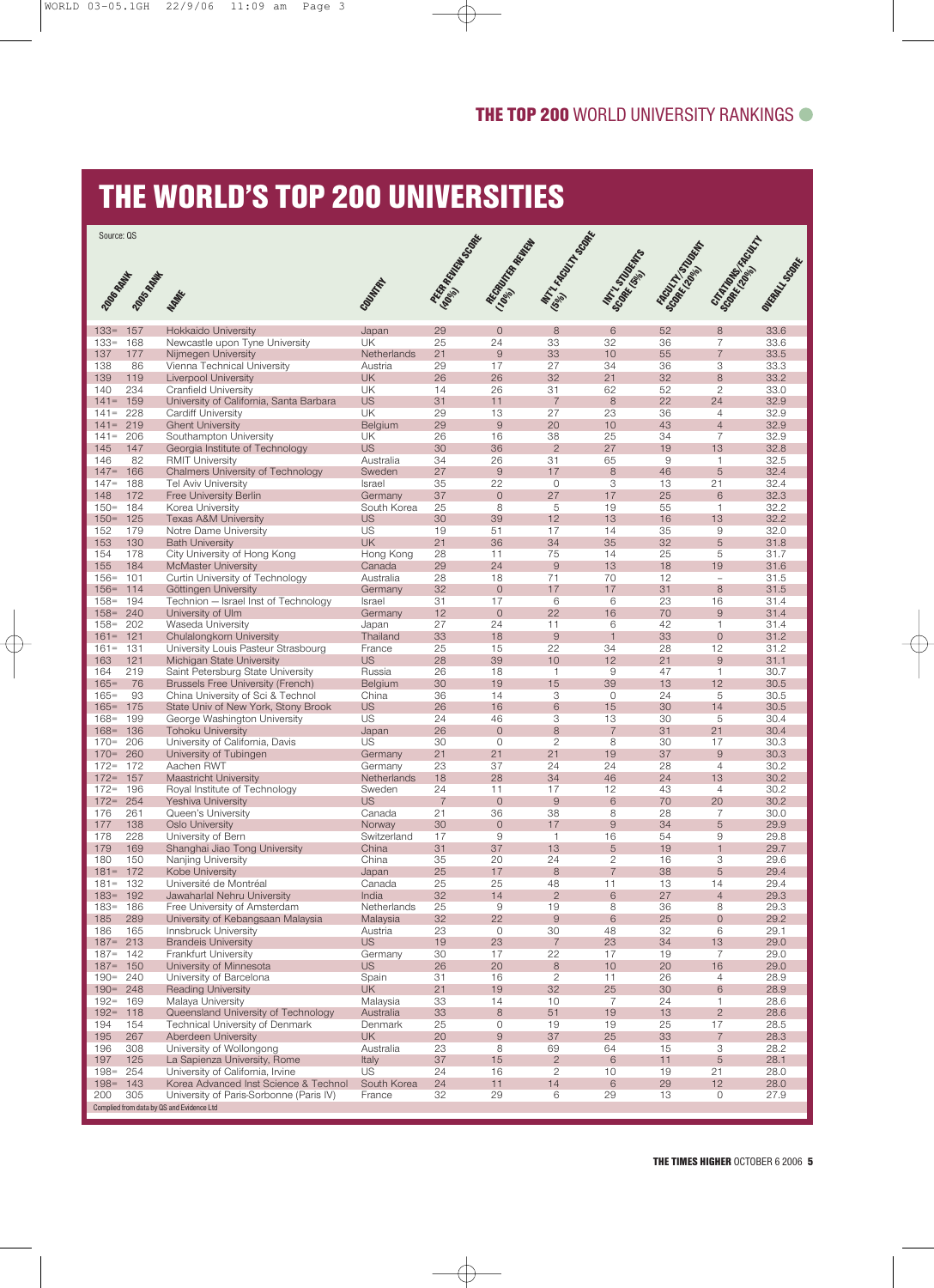# THE WORLD'S TOP 200 UNIVERSITIES

Source: QS

| 2006 RANK | 2005 RANK | NAME | COUNTRY | PEER REVIEW SCORE (40%) | RECRUITER REVIEW (10%) | INT'L FACULTY SCORE (5%) | INT'L STUDENTS SCORE (5%) | FACULTY/STUDENT SCORE (20%) | CITATIONS/FACULTY SCORE (20%) | OVERALL SCORE |
|---|---|---|---|---|---|---|---|---|---|---|
| 133= | 157 | Hokkaido University | Japan | 29 | 0 | 8 | 6 | 52 | 8 | 33.6 |
| 133= | 168 | Newcastle upon Tyne University | UK | 25 | 24 | 33 | 32 | 36 | 7 | 33.6 |
| 137 | 177 | Nijmegen University | Netherlands | 21 | 9 | 33 | 10 | 55 | 7 | 33.5 |
| 138 | 86 | Vienna Technical University | Austria | 29 | 17 | 27 | 34 | 36 | 3 | 33.3 |
| 139 | 119 | Liverpool University | UK | 26 | 26 | 32 | 21 | 32 | 8 | 33.2 |
| 140 | 234 | Cranfield University | UK | 14 | 26 | 31 | 62 | 52 | 2 | 33.0 |
| 141= | 159 | University of California, Santa Barbara | US | 31 | 11 | 7 | 8 | 22 | 24 | 32.9 |
| 141= | 228 | Cardiff University | UK | 29 | 13 | 27 | 23 | 36 | 4 | 32.9 |
| 141= | 219 | Ghent University | Belgium | 29 | 9 | 20 | 10 | 43 | 4 | 32.9 |
| 141= | 206 | Southampton University | UK | 26 | 16 | 38 | 25 | 34 | 7 | 32.9 |
| 145 | 147 | Georgia Institute of Technology | US | 30 | 36 | 2 | 27 | 19 | 13 | 32.8 |
| 146 | 82 | RMIT University | Australia | 34 | 26 | 31 | 65 | 9 | 1 | 32.5 |
| 147= | 166 | Chalmers University of Technology | Sweden | 27 | 9 | 17 | 8 | 46 | 5 | 32.4 |
| 147= | 188 | Tel Aviv University | Israel | 35 | 22 | 0 | 3 | 13 | 21 | 32.4 |
| 148 | 172 | Free University Berlin | Germany | 37 | 0 | 27 | 17 | 25 | 6 | 32.3 |
| 150= | 184 | Korea University | South Korea | 25 | 8 | 5 | 19 | 55 | 1 | 32.2 |
| 150= | 125 | Texas A&M University | US | 30 | 39 | 12 | 13 | 16 | 13 | 32.2 |
| 152 | 179 | Notre Dame University | US | 19 | 51 | 17 | 14 | 35 | 9 | 32.0 |
| 153 | 130 | Bath University | UK | 21 | 36 | 34 | 35 | 32 | 5 | 31.8 |
| 154 | 178 | City University of Hong Kong | Hong Kong | 28 | 11 | 75 | 14 | 25 | 5 | 31.7 |
| 155 | 184 | McMaster University | Canada | 29 | 24 | 9 | 13 | 18 | 19 | 31.6 |
| 156= | 101 | Curtin University of Technology | Australia | 28 | 18 | 71 | 70 | 12 | – | 31.5 |
| 156= | 114 | Göttingen University | Germany | 32 | 0 | 17 | 17 | 31 | 8 | 31.5 |
| 158= | 194 | Technion — Israel Inst of Technology | Israel | 31 | 17 | 6 | 6 | 23 | 16 | 31.4 |
| 158= | 240 | University of Ulm | Germany | 12 | 0 | 22 | 16 | 70 | 9 | 31.4 |
| 158= | 202 | Waseda University | Japan | 27 | 24 | 11 | 6 | 42 | 1 | 31.4 |
| 161= | 121 | Chulalongkorn University | Thailand | 33 | 18 | 9 | 1 | 33 | 0 | 31.2 |
| 161= | 131 | University Louis Pasteur Strasbourg | France | 25 | 15 | 22 | 34 | 28 | 12 | 31.2 |
| 163 | 121 | Michigan State University | US | 28 | 39 | 10 | 12 | 21 | 9 | 31.1 |
| 164 | 219 | Saint Petersburg State University | Russia | 26 | 18 | 1 | 9 | 47 | 1 | 30.7 |
| 165= | 76 | Brussels Free University (French) | Belgium | 30 | 19 | 15 | 39 | 13 | 12 | 30.5 |
| 165= | 93 | China University of Sci & Technol | China | 36 | 14 | 3 | 0 | 24 | 5 | 30.5 |
| 165= | 175 | State Univ of New York, Stony Brook | US | 26 | 16 | 6 | 15 | 30 | 14 | 30.5 |
| 168= | 199 | George Washington University | US | 24 | 46 | 3 | 13 | 30 | 5 | 30.4 |
| 168= | 136 | Tohoku University | Japan | 26 | 0 | 8 | 7 | 31 | 21 | 30.4 |
| 170= | 206 | University of California, Davis | US | 30 | 0 | 2 | 8 | 30 | 17 | 30.3 |
| 170= | 260 | University of Tubingen | Germany | 21 | 21 | 21 | 19 | 37 | 9 | 30.3 |
| 172= | 172 | Aachen RWT | Germany | 23 | 37 | 24 | 24 | 28 | 4 | 30.2 |
| 172= | 157 | Maastricht University | Netherlands | 18 | 28 | 34 | 46 | 24 | 13 | 30.2 |
| 172= | 196 | Royal Institute of Technology | Sweden | 24 | 11 | 17 | 12 | 43 | 4 | 30.2 |
| 172= | 254 | Yeshiva University | US | 7 | 0 | 9 | 6 | 70 | 20 | 30.2 |
| 176 | 261 | Queen's University | Canada | 21 | 36 | 38 | 8 | 28 | 7 | 30.0 |
| 177 | 138 | Oslo University | Norway | 30 | 0 | 17 | 9 | 34 | 5 | 29.9 |
| 178 | 228 | University of Bern | Switzerland | 17 | 9 | 1 | 16 | 54 | 9 | 29.8 |
| 179 | 169 | Shanghai Jiao Tong University | China | 31 | 37 | 13 | 5 | 19 | 1 | 29.7 |
| 180 | 150 | Nanjing University | China | 35 | 20 | 24 | 2 | 16 | 3 | 29.6 |
| 181= | 172 | Kobe University | Japan | 25 | 17 | 8 | 7 | 38 | 5 | 29.4 |
| 181= | 132 | Université de Montréal | Canada | 25 | 25 | 48 | 11 | 13 | 14 | 29.4 |
| 183= | 192 | Jawaharlal Nehru University | India | 32 | 14 | 2 | 6 | 27 | 4 | 29.3 |
| 183= | 186 | Free University of Amsterdam | Netherlands | 25 | 9 | 19 | 8 | 36 | 8 | 29.3 |
| 185 | 289 | University of Kebangsaan Malaysia | Malaysia | 32 | 22 | 9 | 6 | 25 | 0 | 29.2 |
| 186 | 165 | Innsbruck University | Austria | 23 | 0 | 30 | 48 | 32 | 6 | 29.1 |
| 187= | 213 | Brandeis University | US | 19 | 23 | 7 | 23 | 34 | 13 | 29.0 |
| 187= | 142 | Frankfurt University | Germany | 30 | 17 | 22 | 17 | 19 | 7 | 29.0 |
| 187= | 150 | University of Minnesota | US | 26 | 20 | 8 | 10 | 20 | 16 | 29.0 |
| 190= | 240 | University of Barcelona | Spain | 31 | 16 | 2 | 11 | 26 | 4 | 28.9 |
| 190= | 248 | Reading University | UK | 21 | 19 | 32 | 25 | 30 | 6 | 28.9 |
| 192= | 169 | Malaya University | Malaysia | 33 | 14 | 10 | 7 | 24 | 1 | 28.6 |
| 192= | 118 | Queensland University of Technology | Australia | 33 | 8 | 51 | 19 | 13 | 2 | 28.6 |
| 194 | 154 | Technical University of Denmark | Denmark | 25 | 0 | 19 | 19 | 25 | 17 | 28.5 |
| 195 | 267 | Aberdeen University | UK | 20 | 9 | 37 | 25 | 33 | 7 | 28.3 |
| 196 | 308 | University of Wollongong | Australia | 23 | 8 | 69 | 64 | 15 | 3 | 28.2 |
| 197 | 125 | La Sapienza University, Rome | Italy | 37 | 15 | 2 | 6 | 11 | 5 | 28.1 |
| 198= | 254 | University of California, Irvine | US | 24 | 16 | 2 | 10 | 19 | 21 | 28.0 |
| 198= | 143 | Korea Advanced Inst Science & Technol | South Korea | 24 | 11 | 14 | 6 | 29 | 12 | 28.0 |
| 200 | 305 | University of Paris-Sorbonne (Paris IV) | France | 32 | 29 | 6 | 29 | 13 | 0 | 27.9 |

Complied from data by QS and Evidence Ltd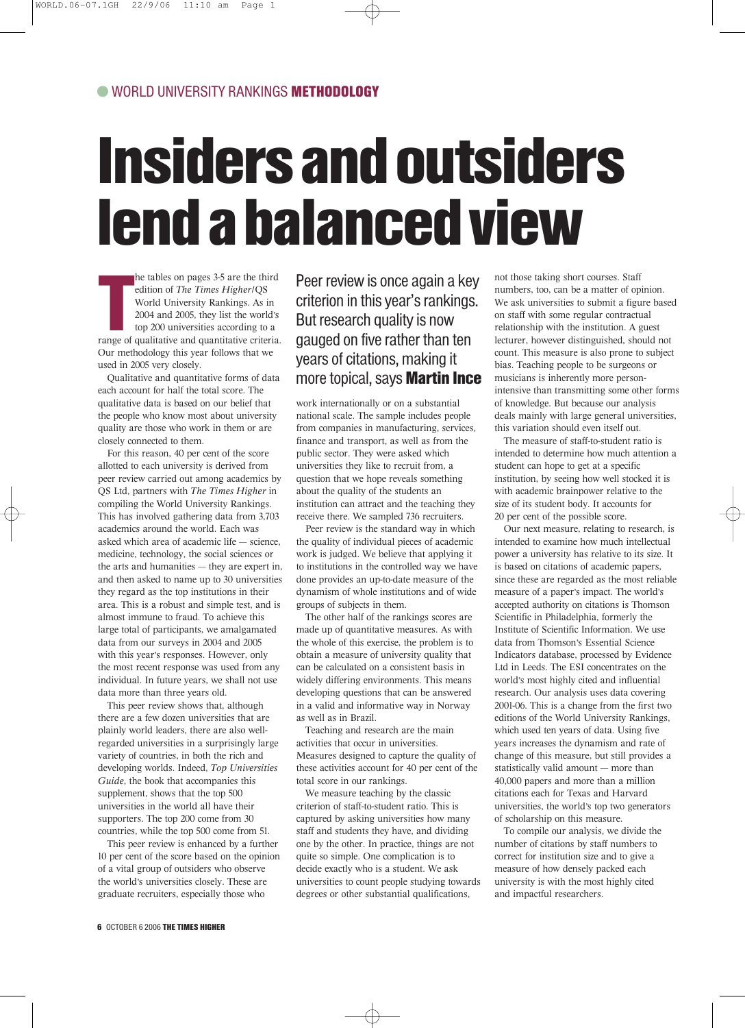WORLD UNIVERSITY RANKINGS **METHODOLOGY**

# Insiders and outsiders lend a balanced view

**Peer review is once again a key criterion in this year's rankings. But research quality is now gauged on five rather than ten years of citations, making it more topical, says Martin Ince**

The tables on pages 3-5 are the third edition of *The Times Higher*/QS World University Rankings. As in 2004 and 2005, they list the world's top 200 universities according to a range of qualitative and quantitative criteria. Our methodology this year follows that we used in 2005 very closely.

Qualitative and quantitative forms of data each account for half the total score. The qualitative data is based on our belief that the people who know most about university quality are those who work in them or are closely connected to them.

For this reason, 40 per cent of the score allotted to each university is derived from peer review carried out among academics by QS Ltd, partners with *The Times Higher* in compiling the World University Rankings. This has involved gathering data from 3,703 academics around the world. Each was asked which area of academic life — science, medicine, technology, the social sciences or the arts and humanities — they are expert in, and then asked to name up to 30 universities they regard as the top institutions in their area. This is a robust and simple test, and is almost immune to fraud. To achieve this large total of participants, we amalgamated data from our surveys in 2004 and 2005 with this year's responses. However, only the most recent response was used from any individual. In future years, we shall not use data more than three years old.

This peer review shows that, although there are a few dozen universities that are plainly world leaders, there are also well-regarded universities in a surprisingly large variety of countries, in both the rich and developing worlds. Indeed, *Top Universities Guide*, the book that accompanies this supplement, shows that the top 500 universities in the world all have their supporters. The top 200 come from 30 countries, while the top 500 come from 51.

This peer review is enhanced by a further 10 per cent of the score based on the opinion of a vital group of outsiders who observe the world's universities closely. These are graduate recruiters, especially those who work internationally or on a substantial national scale. The sample includes people from companies in manufacturing, services, finance and transport, as well as from the public sector. They were asked which universities they like to recruit from, a question that we hope reveals something about the quality of the students an institution can attract and the teaching they receive there. We sampled 736 recruiters.

Peer review is the standard way in which the quality of individual pieces of academic work is judged. We believe that applying it to institutions in the controlled way we have done provides an up-to-date measure of the dynamism of whole institutions and of wide groups of subjects in them.

The other half of the rankings scores are made up of quantitative measures. As with the whole of this exercise, the problem is to obtain a measure of university quality that can be calculated on a consistent basis in widely differing environments. This means developing questions that can be answered in a valid and informative way in Norway as well as in Brazil.

Teaching and research are the main activities that occur in universities. Measures designed to capture the quality of these activities account for 40 per cent of the total score in our rankings.

We measure teaching by the classic criterion of staff-to-student ratio. This is captured by asking universities how many staff and students they have, and dividing one by the other. In practice, things are not quite so simple. One complication is to decide exactly who is a student. We ask universities to count people studying towards degrees or other substantial qualifications, not those taking short courses. Staff numbers, too, can be a matter of opinion. We ask universities to submit a figure based on staff with some regular contractual relationship with the institution. A guest lecturer, however distinguished, should not count. This measure is also prone to subject bias. Teaching people to be surgeons or musicians is inherently more person-intensive than transmitting some other forms of knowledge. But because our analysis deals mainly with large general universities, this variation should even itself out.

The measure of staff-to-student ratio is intended to determine how much attention a student can hope to get at a specific institution, by seeing how well stocked it is with academic brainpower relative to the size of its student body. It accounts for 20 per cent of the possible score.

Our next measure, relating to research, is intended to examine how much intellectual power a university has relative to its size. It is based on citations of academic papers, since these are regarded as the most reliable measure of a paper's impact. The world's accepted authority on citations is Thomson Scientific in Philadelphia, formerly the Institute of Scientific Information. We use data from Thomson's Essential Science Indicators database, processed by Evidence Ltd in Leeds. The ESI concentrates on the world's most highly cited and influential research. Our analysis uses data covering 2001-06. This is a change from the first two editions of the World University Rankings, which used ten years of data. Using five years increases the dynamism and rate of change of this measure, but still provides a statistically valid amount — more than 40,000 papers and more than a million citations each for Texas and Harvard universities, the world's top two generators of scholarship on this measure.

To compile our analysis, we divide the number of citations by staff numbers to correct for institution size and to give a measure of how densely packed each university is with the most highly cited and impactful researchers.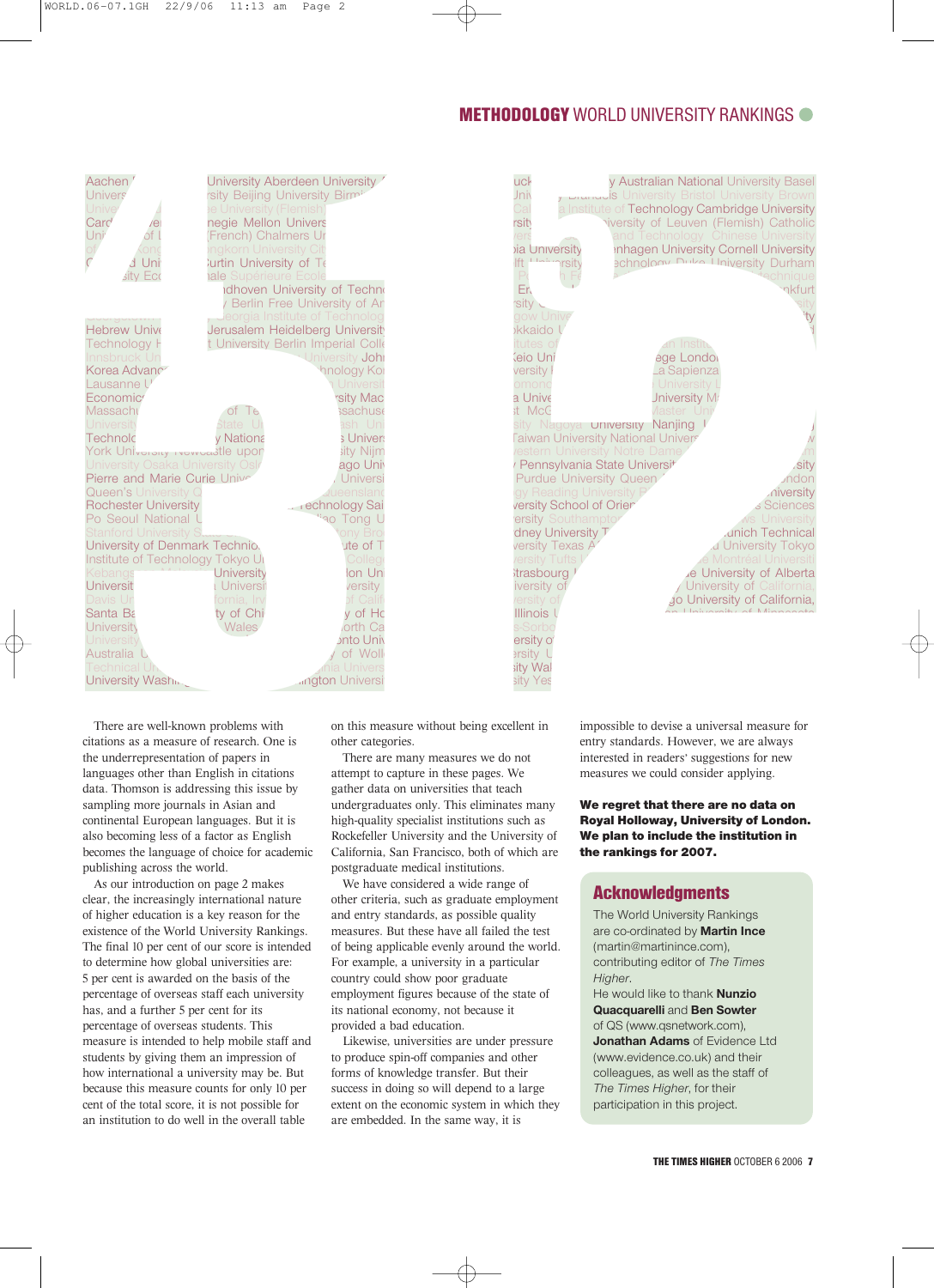There are well-known problems with citations as a measure of research. One is the underrepresentation of papers in languages other than English in citations data. Thomson is addressing this issue by sampling more journals in Asian and continental European languages. But it is also becoming less of a factor as English becomes the language of choice for academic publishing across the world.

As our introduction on page 2 makes clear, the increasingly international nature of higher education is a key reason for the existence of the World University Rankings. The final 10 per cent of our score is intended to determine how global universities are: 5 per cent is awarded on the basis of the percentage of overseas staff each university has, and a further 5 per cent for its percentage of overseas students. This measure is intended to help mobile staff and students by giving them an impression of how international a university may be. But because this measure counts for only 10 per cent of the total score, it is not possible for an institution to do well in the overall table on this measure without being excellent in other categories.

There are many measures we do not attempt to capture in these pages. We gather data on universities that teach undergraduates only. This eliminates many high-quality specialist institutions such as Rockefeller University and the University of California, San Francisco, both of which are postgraduate medical institutions.

We have considered a wide range of other criteria, such as graduate employment and entry standards, as possible quality measures. But these have all failed the test of being applicable evenly around the world. For example, a university in a particular country could show poor graduate employment figures because of the state of its national economy, not because it provided a bad education.

Likewise, universities are under pressure to produce spin-off companies and other forms of knowledge transfer. But their success in doing so will depend to a large extent on the economic system in which they are embedded. In the same way, it is impossible to devise a universal measure for entry standards. However, we are always interested in readers' suggestions for new measures we could consider applying.

**We regret that there are no data on Royal Holloway, University of London. We plan to include the institution in the rankings for 2007.**

## Acknowledgments

The World University Rankings are co-ordinated by **Martin Ince** (martin@martinince.com), contributing editor of *The Times Higher*.
He would like to thank **Nunzio Quacquarelli** and **Ben Sowter** of QS (www.qsnetwork.com), **Jonathan Adams** of Evidence Ltd (www.evidence.co.uk) and their colleagues, as well as the staff of *The Times Higher*, for their participation in this project.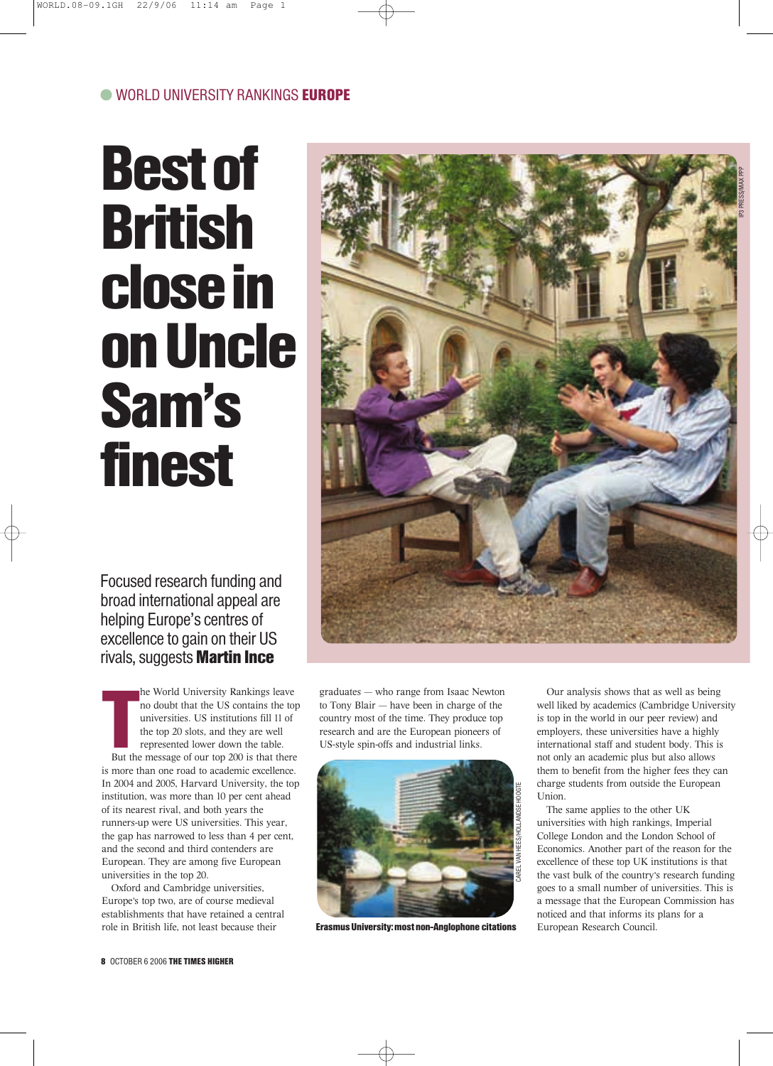WORLD UNIVERSITY RANKINGS **EUROPE**

# Best of British close in on Uncle Sam's finest

Focused research funding and broad international appeal are helping Europe's centres of excellence to gain on their US rivals, suggests **Martin Ince**

The World University Rankings leave no doubt that the US contains the top universities. US institutions fill 11 of the top 20 slots, and they are well represented lower down the table.

But the message of our top 200 is that there is more than one road to academic excellence. In 2004 and 2005, Harvard University, the top institution, was more than 10 per cent ahead of its nearest rival, and both years the runners-up were US universities. This year, the gap has narrowed to less than 4 per cent, and the second and third contenders are European. They are among five European universities in the top 20.

Oxford and Cambridge universities, Europe's top two, are of course medieval establishments that have retained a central role in British life, not least because their graduates — who range from Isaac Newton to Tony Blair — have been in charge of the country most of the time. They produce top research and are the European pioneers of US-style spin-offs and industrial links.

**Erasmus University: most non-Anglophone citations**

Our analysis shows that as well as being well liked by academics (Cambridge University is top in the world in our peer review) and employers, these universities have a highly international staff and student body. This is not only an academic plus but also allows them to benefit from the higher fees they can charge students from outside the European Union.

The same applies to the other UK universities with high rankings, Imperial College London and the London School of Economics. Another part of the reason for the excellence of these top UK institutions is that the vast bulk of the country's research funding goes to a small number of universities. This is a message that the European Commission has noticed and that informs its plans for a European Research Council.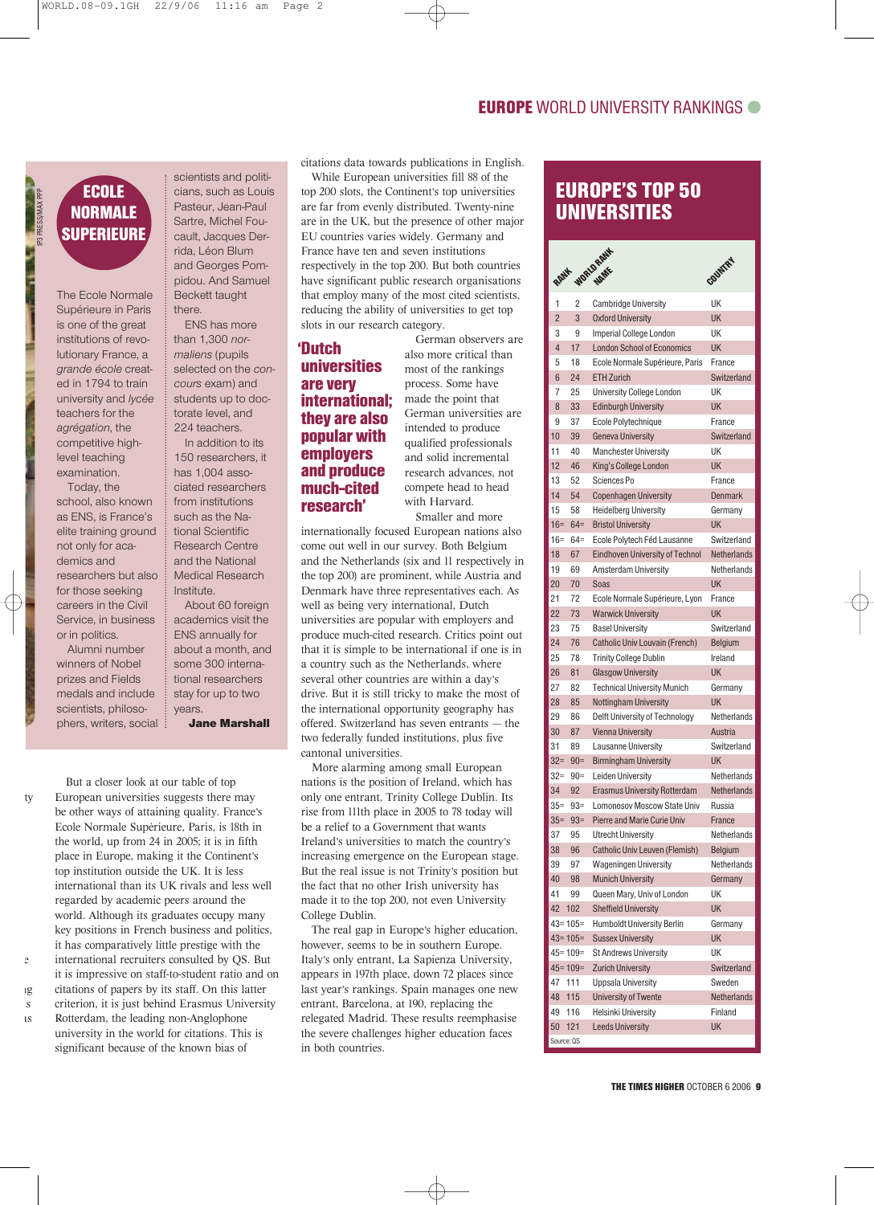## ECOLE NORMALE SUPERIEURE

The Ecole Normale Supérieure in Paris is one of the great institutions of revolutionary France, a *grande école* created in 1794 to train university and *lycée* teachers for the *agrégation*, the competitive high-level teaching examination.

Today, the school, also known as ENS, is France's elite training ground not only for academics and researchers but also for those seeking careers in the Civil Service, in business or in politics.

Alumni number winners of Nobel prizes and Fields medals and include scientists, philosophers, writers, social scientists and politicians, such as Louis Pasteur, Jean-Paul Sartre, Michel Foucault, Jacques Derrida, Léon Blum and Georges Pompidou. And Samuel Beckett taught there.

ENS has more than 1,300 *normaliens* (pupils selected on the *concours* exam) and students up to doctorate level, and 224 teachers.

In addition to its 150 researchers, it has 1,004 associated researchers from institutions such as the National Scientific Research Centre and the National Medical Research Institute.

About 60 foreign academics visit the ENS annually for about a month, and some 300 international researchers stay for up to two years.

**Jane Marshall**

But a closer look at our table of top European universities suggests there may be other ways of attaining quality. France's Ecole Normale Supérieure, Paris, is 18th in the world, up from 24 in 2005; it is in fifth place in Europe, making it the Continent's top institution outside the UK. It is less international than its UK rivals and less well regarded by academic peers around the world. Although its graduates occupy many key positions in French business and politics, it has comparatively little prestige with the international recruiters consulted by QS. But it is impressive on staff-to-student ratio and on citations of papers by its staff. On this latter criterion, it is just behind Erasmus University Rotterdam, the leading non-Anglophone university in the world for citations. This is significant because of the known bias of citations data towards publications in English.

While European universities fill 88 of the top 200 slots, the Continent's top universities are far from evenly distributed. Twenty-nine are in the UK, but the presence of other major EU countries varies widely. Germany and France have ten and seven institutions respectively in the top 200. But both countries have significant public research organisations that employ many of the most cited scientists, reducing the ability of universities to get top slots in our research category.

German observers are also more critical than most of the rankings process. Some have made the point that German universities are intended to produce qualified professionals and solid incremental research advances, not compete head to head with Harvard.

**'Dutch universities are very international; they are also popular with employers and produce much-cited research'**

Smaller and more internationally focused European nations also come out well in our survey. Both Belgium and the Netherlands (six and 11 respectively in the top 200) are prominent, while Austria and Denmark have three representatives each. As well as being very international, Dutch universities are popular with employers and produce much-cited research. Critics point out that it is simple to be international if one is in a country such as the Netherlands, where several other countries are within a day's drive. But it is still tricky to make the most of the international opportunity geography has offered. Switzerland has seven entrants — the two federally funded institutions, plus five cantonal universities.

More alarming among small European nations is the position of Ireland, which has only one entrant, Trinity College Dublin. Its rise from 111th place in 2005 to 78 today will be a relief to a Government that wants Ireland's universities to match the country's increasing emergence on the European stage. But the real issue is not Trinity's position but the fact that no other Irish university has made it to the top 200, not even University College Dublin.

The real gap in Europe's higher education, however, seems to be in southern Europe. Italy's only entrant, La Sapienza University, appears in 197th place, down 72 places since last year's rankings. Spain manages one new entrant, Barcelona, at 190, replacing the relegated Madrid. These results reemphasise the severe challenges higher education faces in both countries.

## EUROPE'S TOP 50 UNIVERSITIES

| Rank | World rank | Name | Country |
|---|---|---|---|
| 1 | 2 | Cambridge University | UK |
| 2 | 3 | Oxford University | UK |
| 3 | 9 | Imperial College London | UK |
| 4 | 17 | London School of Economics | UK |
| 5 | 18 | Ecole Normale Supérieure, Paris | France |
| 6 | 24 | ETH Zurich | Switzerland |
| 7 | 25 | University College London | UK |
| 8 | 33 | Edinburgh University | UK |
| 9 | 37 | Ecole Polytechnique | France |
| 10 | 39 | Geneva University | Switzerland |
| 11 | 40 | Manchester University | UK |
| 12 | 46 | King's College London | UK |
| 13 | 52 | Sciences Po | France |
| 14 | 54 | Copenhagen University | Denmark |
| 15 | 58 | Heidelberg University | Germany |
| 16= | 64= | Bristol University | UK |
| 16= | 64= | Ecole Polytech Féd Lausanne | Switzerland |
| 18 | 67 | Eindhoven University of Technol | Netherlands |
| 19 | 69 | Amsterdam University | Netherlands |
| 20 | 70 | Soas | UK |
| 21 | 72 | Ecole Normale Supérieure, Lyon | France |
| 22 | 73 | Warwick University | UK |
| 23 | 75 | Basel University | Switzerland |
| 24 | 76 | Catholic Univ Louvain (French) | Belgium |
| 25 | 78 | Trinity College Dublin | Ireland |
| 26 | 81 | Glasgow University | UK |
| 27 | 82 | Technical University Munich | Germany |
| 28 | 85 | Nottingham University | UK |
| 29 | 86 | Delft University of Technology | Netherlands |
| 30 | 87 | Vienna University | Austria |
| 31 | 89 | Lausanne University | Switzerland |
| 32= | 90= | Birmingham University | UK |
| 32= | 90= | Leiden University | Netherlands |
| 34 | 92 | Erasmus University Rotterdam | Netherlands |
| 35= | 93= | Lomonosov Moscow State Univ | Russia |
| 35= | 93= | Pierre and Marie Curie Univ | France |
| 37 | 95 | Utrecht University | Netherlands |
| 38 | 96 | Catholic Univ Leuven (Flemish) | Belgium |
| 39 | 97 | Wageningen University | Netherlands |
| 40 | 98 | Munich University | Germany |
| 41 | 99 | Queen Mary, Univ of London | UK |
| 42 | 102 | Sheffield University | UK |
| 43= | 105= | Humboldt University Berlin | Germany |
| 43= | 105= | Sussex University | UK |
| 45= | 109= | St Andrews University | UK |
| 45= | 109= | Zurich University | Switzerland |
| 47 | 111 | Uppsala University | Sweden |
| 48 | 115 | University of Twente | Netherlands |
| 49 | 116 | Helsinki University | Finland |
| 50 | 121 | Leeds University | UK |

Source: QS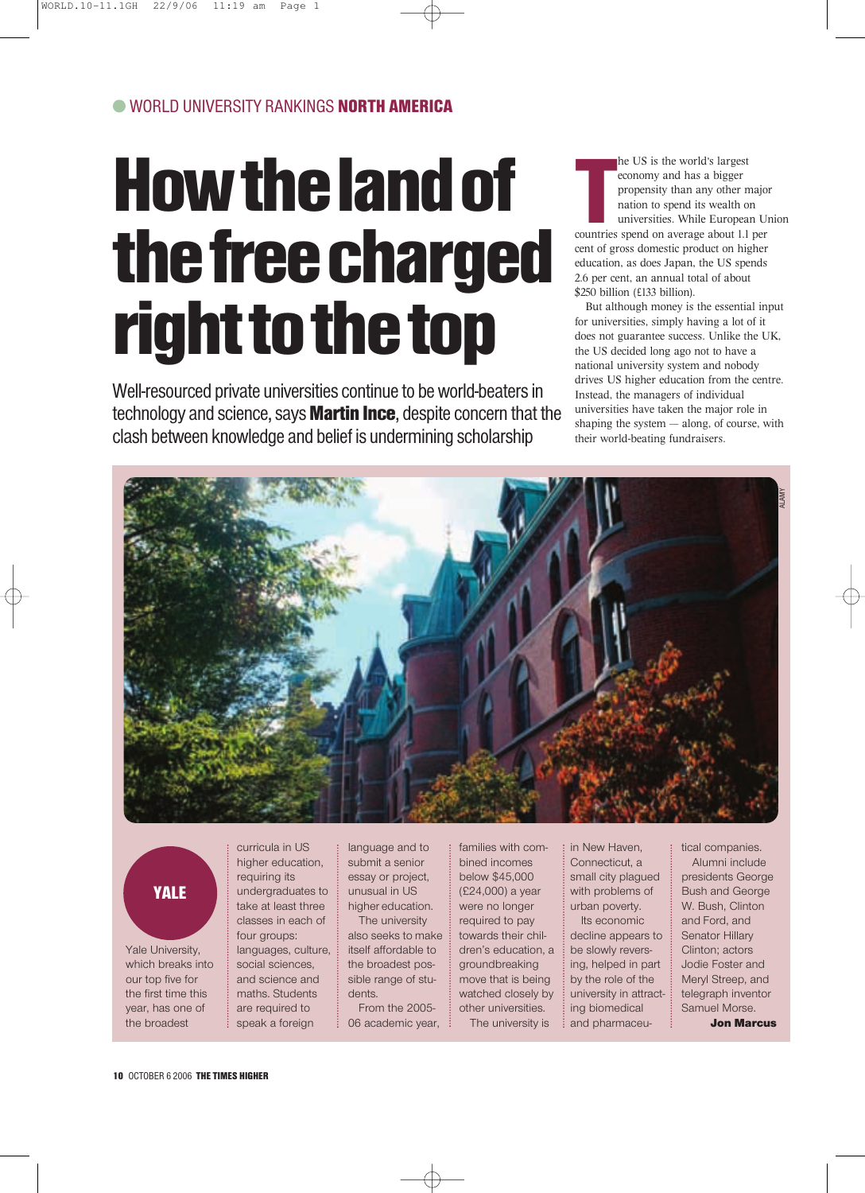WORLD UNIVERSITY RANKINGS **NORTH AMERICA**

# How the land of the free charged right to the top

Well-resourced private universities continue to be world-beaters in technology and science, says **Martin Ince**, despite concern that the clash between knowledge and belief is undermining scholarship

The US is the world's largest economy and has a bigger propensity than any other major nation to spend its wealth on universities. While European Union countries spend on average about 1.1 per cent of gross domestic product on higher education, as does Japan, the US spends 2.6 per cent, an annual total of about $250 billion (£133 billion).

But although money is the essential input for universities, simply having a lot of it does not guarantee success. Unlike the UK, the US decided long ago not to have a national university system and nobody drives US higher education from the centre. Instead, the managers of individual universities have taken the major role in shaping the system — along, of course, with their world-beating fundraisers.

ALAMY

## YALE

Yale University, which breaks into our top five for the first time this year, has one of the broadest curricula in US higher education, requiring its undergraduates to take at least three classes in each of four groups: languages, culture, social sciences, and science and maths. Students are required to speak a foreign language and to submit a senior essay or project, unusual in US higher education.

The university also seeks to make itself affordable to the broadest possible range of students.

From the 2005-06 academic year, families with combined incomes below $45,000 (£24,000) a year were no longer required to pay towards their children's education, a groundbreaking move that is being watched closely by other universities.

The university is in New Haven, Connecticut, a small city plagued with problems of urban poverty.

Its economic decline appears to be slowly reversing, helped in part by the role of the university in attracting biomedical and pharmaceutical companies.

Alumni include presidents George Bush and George W. Bush, Clinton and Ford, and Senator Hillary Clinton; actors Jodie Foster and Meryl Streep, and telegraph inventor Samuel Morse.

**Jon Marcus**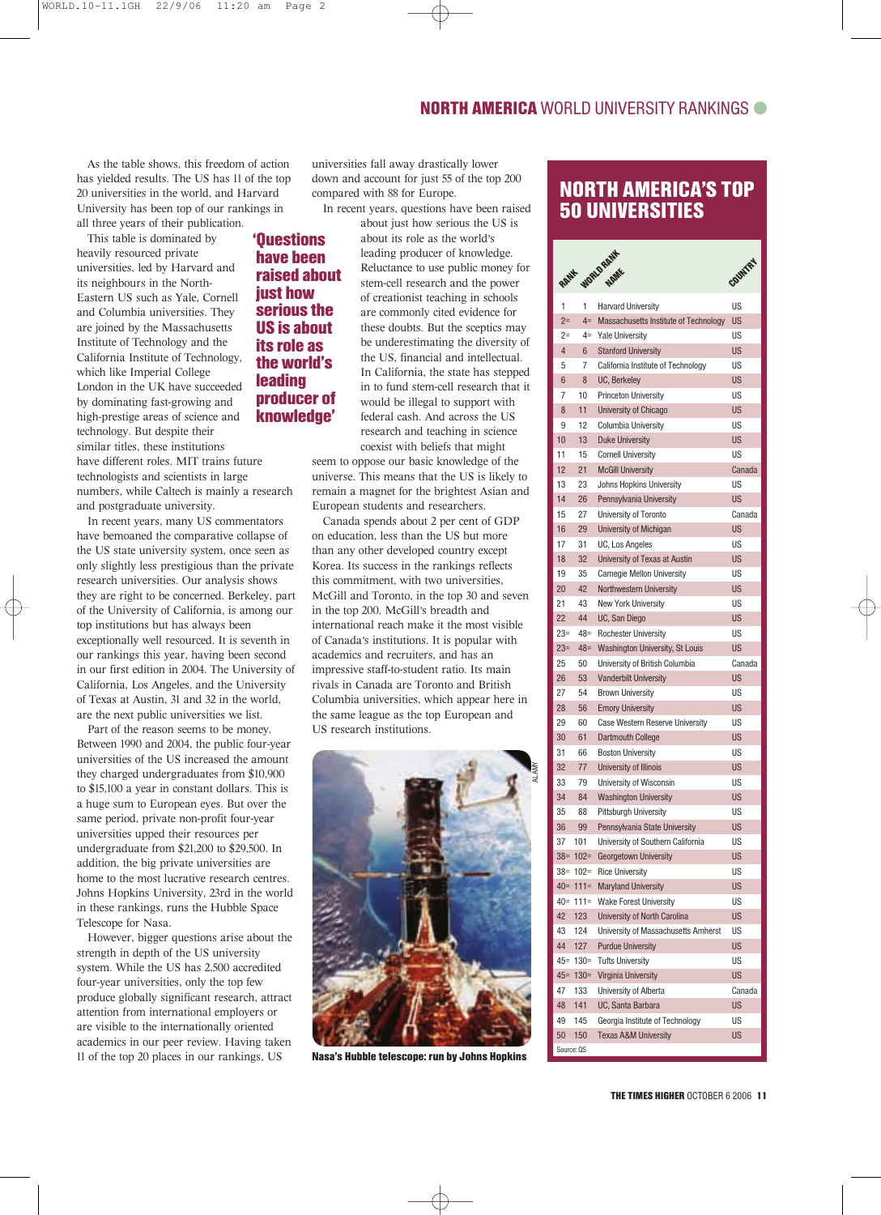As the table shows, this freedom of action has yielded results. The US has 11 of the top 20 universities in the world, and Harvard University has been top of our rankings in all three years of their publication.

This table is dominated by heavily resourced private universities, led by Harvard and its neighbours in the North-Eastern US such as Yale, Cornell and Columbia universities. They are joined by the Massachusetts Institute of Technology and the California Institute of Technology, which like Imperial College London in the UK have succeeded by dominating fast-growing and high-prestige areas of science and technology. But despite their similar titles, these institutions have different roles. MIT trains future technologists and scientists in large numbers, while Caltech is mainly a research and postgraduate university.

In recent years, many US commentators have bemoaned the comparative collapse of the US state university system, once seen as only slightly less prestigious than the private research universities. Our analysis shows they are right to be concerned. Berkeley, part of the University of California, is among our top institutions but has always been exceptionally well resourced. It is seventh in our rankings this year, having been second in our first edition in 2004. The University of California, Los Angeles, and the University of Texas at Austin, 31 and 32 in the world, are the next public universities we list.

Part of the reason seems to be money. Between 1990 and 2004, the public four-year universities of the US increased the amount they charged undergraduates from $10,900 to $15,100 a year in constant dollars. This is a huge sum to European eyes. But over the same period, private non-profit four-year universities upped their resources per undergraduate from $21,200 to $29,500. In addition, the big private universities are home to the most lucrative research centres. Johns Hopkins University, 23rd in the world in these rankings, runs the Hubble Space Telescope for Nasa.

However, bigger questions arise about the strength in depth of the US university system. While the US has 2,500 accredited four-year universities, only the top few produce globally significant research, attract attention from international employers or are visible to the internationally oriented academics in our peer review. Having taken 11 of the top 20 places in our rankings, US universities fall away drastically lower down and account for just 55 of the top 200 compared with 88 for Europe.

**'Questions have been raised about just how serious the US is about its role as the world's leading producer of knowledge'**

In recent years, questions have been raised about just how serious the US is about its role as the world's leading producer of knowledge. Reluctance to use public money for stem-cell research and the power of creationist teaching in schools are commonly cited evidence for these doubts. But the sceptics may be underestimating the diversity of the US, financial and intellectual. In California, the state has stepped in to fund stem-cell research that it would be illegal to support with federal cash. And across the US research and teaching in science coexist with beliefs that might seem to oppose our basic knowledge of the universe. This means that the US is likely to remain a magnet for the brightest Asian and European students and researchers.

Canada spends about 2 per cent of GDP on education, less than the US but more than any other developed country except Korea. Its success in the rankings reflects this commitment, with two universities, McGill and Toronto, in the top 30 and seven in the top 200. McGill's breadth and international reach make it the most visible of Canada's institutions. It is popular with academics and recruiters, and has an impressive staff-to-student ratio. Its main rivals in Canada are Toronto and British Columbia universities, which appear here in the same league as the top European and US research institutions.

Nasa's Hubble telescope: run by Johns Hopkins

## NORTH AMERICA'S TOP 50 UNIVERSITIES

| Rank | World rank | Name | Country |
|---|---|---|---|
| 1 | 1 | Harvard University | US |
| 2= | 4= | Massachusetts Institute of Technology | US |
| 2= | 4= | Yale University | US |
| 4 | 6 | Stanford University | US |
| 5 | 7 | California Institute of Technology | US |
| 6 | 8 | UC, Berkeley | US |
| 7 | 10 | Princeton University | US |
| 8 | 11 | University of Chicago | US |
| 9 | 12 | Columbia University | US |
| 10 | 13 | Duke University | US |
| 11 | 15 | Cornell University | US |
| 12 | 21 | McGill University | Canada |
| 13 | 23 | Johns Hopkins University | US |
| 14 | 26 | Pennsylvania University | US |
| 15 | 27 | University of Toronto | Canada |
| 16 | 29 | University of Michigan | US |
| 17 | 31 | UC, Los Angeles | US |
| 18 | 32 | University of Texas at Austin | US |
| 19 | 35 | Carnegie Mellon University | US |
| 20 | 42 | Northwestern University | US |
| 21 | 43 | New York University | US |
| 22 | 44 | UC, San Diego | US |
| 23= | 48= | Rochester University | US |
| 23= | 48= | Washington University, St Louis | US |
| 25 | 50 | University of British Columbia | Canada |
| 26 | 53 | Vanderbilt University | US |
| 27 | 54 | Brown University | US |
| 28 | 56 | Emory University | US |
| 29 | 60 | Case Western Reserve University | US |
| 30 | 61 | Dartmouth College | US |
| 31 | 66 | Boston University | US |
| 32 | 77 | University of Illinois | US |
| 33 | 79 | University of Wisconsin | US |
| 34 | 84 | Washington University | US |
| 35 | 88 | Pittsburgh University | US |
| 36 | 99 | Pennsylvania State University | US |
| 37 | 101 | University of Southern California | US |
| 38= | 102= | Georgetown University | US |
| 38= | 102= | Rice University | US |
| 40= | 111= | Maryland University | US |
| 40= | 111= | Wake Forest University | US |
| 42 | 123 | University of North Carolina | US |
| 43 | 124 | University of Massachusetts Amherst | US |
| 44 | 127 | Purdue University | US |
| 45= | 130= | Tufts University | US |
| 45= | 130= | Virginia University | US |
| 47 | 133 | University of Alberta | Canada |
| 48 | 141 | UC, Santa Barbara | US |
| 49 | 145 | Georgia Institute of Technology | US |
| 50 | 150 | Texas A&M University | US |

Source: QS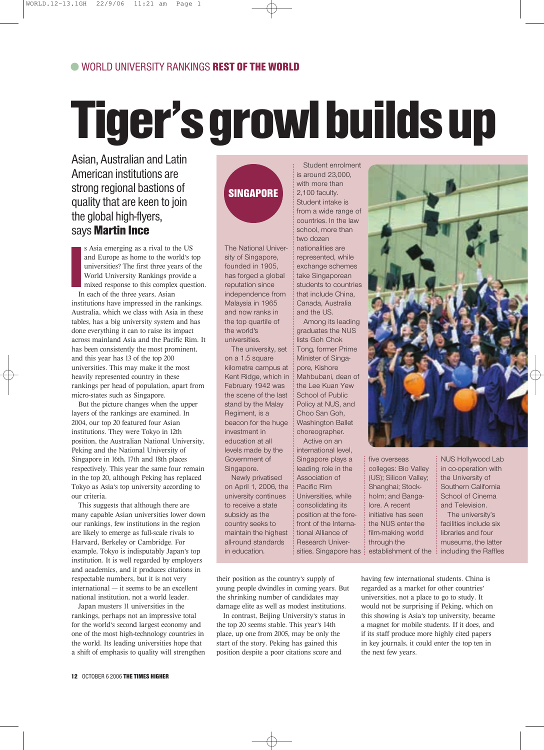WORLD UNIVERSITY RANKINGS **REST OF THE WORLD**

# Tiger's growl builds up

## Asian, Australian and Latin American institutions are strong regional bastions of quality that are keen to join the global high-flyers, says **Martin Ince**

Is Asia emerging as a rival to the US and Europe as home to the world's top universities? The first three years of the World University Rankings provide a mixed response to this complex question.

In each of the three years, Asian institutions have impressed in the rankings. Australia, which we class with Asia in these tables, has a big university system and has done everything it can to raise its impact across mainland Asia and the Pacific Rim. It has been consistently the most prominent, and this year has 13 of the top 200 universities. This may make it the most heavily represented country in these rankings per head of population, apart from micro-states such as Singapore.

But the picture changes when the upper layers of the rankings are examined. In 2004, our top 20 featured four Asian institutions. They were Tokyo in 12th position, the Australian National University, Peking and the National University of Singapore in 16th, 17th and 18th places respectively. This year the same four remain in the top 20, although Peking has replaced Tokyo as Asia's top university according to our criteria.

This suggests that although there are many capable Asian universities lower down our rankings, few institutions in the region are likely to emerge as full-scale rivals to Harvard, Berkeley or Cambridge. For example, Tokyo is indisputably Japan's top institution. It is well regarded by employers and academics, and it produces citations in respectable numbers, but it is not very international — it seems to be an excellent national institution, not a world leader.

Japan musters 11 universities in the rankings, perhaps not an impressive total for the world's second largest economy and one of the most high-technology countries in the world. Its leading universities hope that a shift of emphasis to quality will strengthen their position as the country's supply of young people dwindles in coming years. But the shrinking number of candidates may damage elite as well as modest institutions.

In contrast, Beijing University's status in the top 20 seems stable. This year's 14th place, up one from 2005, may be only the start of the story. Peking has gained this position despite a poor citations score and having few international students. China is regarded as a market for other countries' universities, not a place to go to study. It would not be surprising if Peking, which on this showing is Asia's top university, became a magnet for mobile students. If it does, and if its staff produce more highly cited papers in key journals, it could enter the top ten in the next few years.

### SINGAPORE

The National University of Singapore, founded in 1905, has forged a global reputation since independence from Malaysia in 1965 and now ranks in the top quartile of the world's universities.

The university, set on a 1.5 square kilometre campus at Kent Ridge, which in February 1942 was the scene of the last stand by the Malay Regiment, is a beacon for the huge investment in education at all levels made by the Government of Singapore.

Newly privatised on April 1, 2006, the university continues to receive a state subsidy as the country seeks to maintain the highest all-round standards in education.

Student enrolment is around 23,000, with more than 2,100 faculty. Student intake is from a wide range of countries. In the law school, more than two dozen nationalities are represented, while exchange schemes take Singaporean students to countries that include China, Canada, Australia and the US.

Among its leading graduates the NUS lists Goh Chok Tong, former Prime Minister of Singapore, Kishore Mahbubani, dean of the Lee Kuan Yew School of Public Policy at NUS, and Choo San Goh, Washington Ballet choreographer.

Active on an international level, Singapore plays a leading role in the Association of Pacific Rim Universities, while consolidating its position at the forefront of the International Alliance of Research Universities. Singapore has five overseas colleges: Bio Valley (US); Silicon Valley; Shanghai; Stockholm; and Bangalore. A recent initiative has seen the NUS enter the film-making world through the establishment of the NUS Hollywood Lab in co-operation with the University of Southern California School of Cinema and Television.

The university's facilities include six libraries and four museums, the latter including the Raffles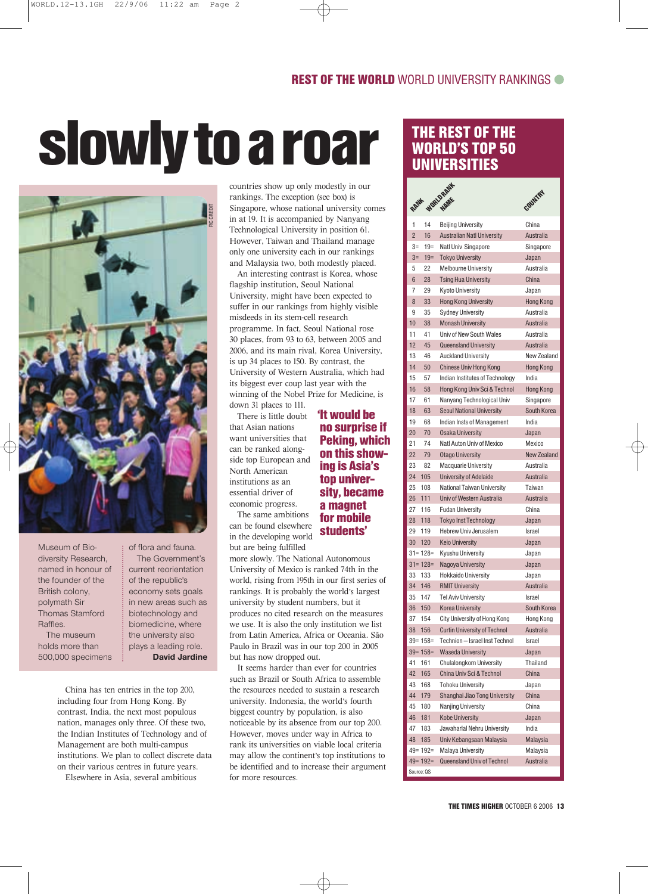# slowly to a roar

Museum of Biodiversity Research, named in honour of the founder of the British colony, polymath Sir Thomas Stamford Raffles.

The museum holds more than 500,000 specimens of flora and fauna.

The Government's current reorientation of the republic's economy sets goals in new areas such as biotechnology and biomedicine, where the university also plays a leading role.

**David Jardine**

China has ten entries in the top 200, including four from Hong Kong. By contrast, India, the next most populous nation, manages only three. Of these two, the Indian Institutes of Technology and of Management are both multi-campus institutions. We plan to collect discrete data on their various centres in future years.

Elsewhere in Asia, several ambitious countries show up only modestly in our rankings. The exception (see box) is Singapore, whose national university comes in at 19. It is accompanied by Nanyang Technological University in position 61. However, Taiwan and Thailand manage only one university each in our rankings and Malaysia two, both modestly placed.

An interesting contrast is Korea, whose flagship institution, Seoul National University, might have been expected to suffer in our rankings from highly visible misdeeds in its stem-cell research programme. In fact, Seoul National rose 30 places, from 93 to 63, between 2005 and 2006, and its main rival, Korea University, is up 34 places to 150. By contrast, the University of Western Australia, which had its biggest ever coup last year with the winning of the Nobel Prize for Medicine, is down 31 places to 111.

There is little doubt that Asian nations want universities that can be ranked alongside top European and North American institutions as an essential driver of economic progress.

**'It would be no surprise if Peking, which on this showing is Asia's top university, became a magnet for mobile students'**

The same ambitions can be found elsewhere in the developing world but are being fulfilled more slowly. The National Autonomous University of Mexico is ranked 74th in the world, rising from 195th in our first series of rankings. It is probably the world's largest university by student numbers, but it produces no cited research on the measures we use. It is also the only institution we list from Latin America, Africa or Oceania. São Paulo in Brazil was in our top 200 in 2005 but has now dropped out.

It seems harder than ever for countries such as Brazil or South Africa to assemble the resources needed to sustain a research university. Indonesia, the world's fourth biggest country by population, is also noticeable by its absence from our top 200. However, moves under way in Africa to rank its universities on viable local criteria may allow the continent's top institutions to be identified and to increase their argument for more resources.

## THE REST OF THE WORLD'S TOP 50 UNIVERSITIES

| Rank | World rank | Name | Country |
|---|---|---|---|
| 1 | 14 | Beijing University | China |
| 2 | 16 | Australian Natl University | Australia |
| 3= | 19= | Natl Univ Singapore | Singapore |
| 3= | 19= | Tokyo University | Japan |
| 5 | 22 | Melbourne University | Australia |
| 6 | 28 | Tsing Hua University | China |
| 7 | 29 | Kyoto University | Japan |
| 8 | 33 | Hong Kong University | Hong Kong |
| 9 | 35 | Sydney University | Australia |
| 10 | 38 | Monash University | Australia |
| 11 | 41 | Univ of New South Wales | Australia |
| 12 | 45 | Queensland University | Australia |
| 13 | 46 | Auckland University | New Zealand |
| 14 | 50 | Chinese Univ Hong Kong | Hong Kong |
| 15 | 57 | Indian Institutes of Technology | India |
| 16 | 58 | Hong Kong Univ Sci & Technol | Hong Kong |
| 17 | 61 | Nanyang Technological Univ | Singapore |
| 18 | 63 | Seoul National University | South Korea |
| 19 | 68 | Indian Insts of Management | India |
| 20 | 70 | Osaka University | Japan |
| 21 | 74 | Natl Auton Univ of Mexico | Mexico |
| 22 | 79 | Otago University | New Zealand |
| 23 | 82 | Macquarie University | Australia |
| 24 | 105 | University of Adelaide | Australia |
| 25 | 108 | National Taiwan University | Taiwan |
| 26 | 111 | Univ of Western Australia | Australia |
| 27 | 116 | Fudan University | China |
| 28 | 118 | Tokyo Inst Technology | Japan |
| 29 | 119 | Hebrew Univ Jerusalem | Israel |
| 30 | 120 | Keio University | Japan |
| 31= | 128= | Kyushu University | Japan |
| 31= | 128= | Nagoya University | Japan |
| 33 | 133 | Hokkaido University | Japan |
| 34 | 146 | RMIT University | Australia |
| 35 | 147 | Tel Aviv University | Israel |
| 36 | 150 | Korea University | South Korea |
| 37 | 154 | City University of Hong Kong | Hong Kong |
| 38 | 156 | Curtin University of Technol | Australia |
| 39= | 158= | Technion – Israel Inst Technol | Israel |
| 39= | 158= | Waseda University | Japan |
| 41 | 161 | Chulalongkorn University | Thailand |
| 42 | 165 | China Univ Sci & Technol | China |
| 43 | 168 | Tohoku University | Japan |
| 44 | 179 | Shanghai Jiao Tong University | China |
| 45 | 180 | Nanjing University | China |
| 46 | 181 | Kobe University | Japan |
| 47 | 183 | Jawaharlal Nehru University | India |
| 48 | 185 | Univ Kebangsaan Malaysia | Malaysia |
| 49= | 192= | Malaya University | Malaysia |
| 49= | 192= | Queensland Univ of Technol | Australia |

Source: QS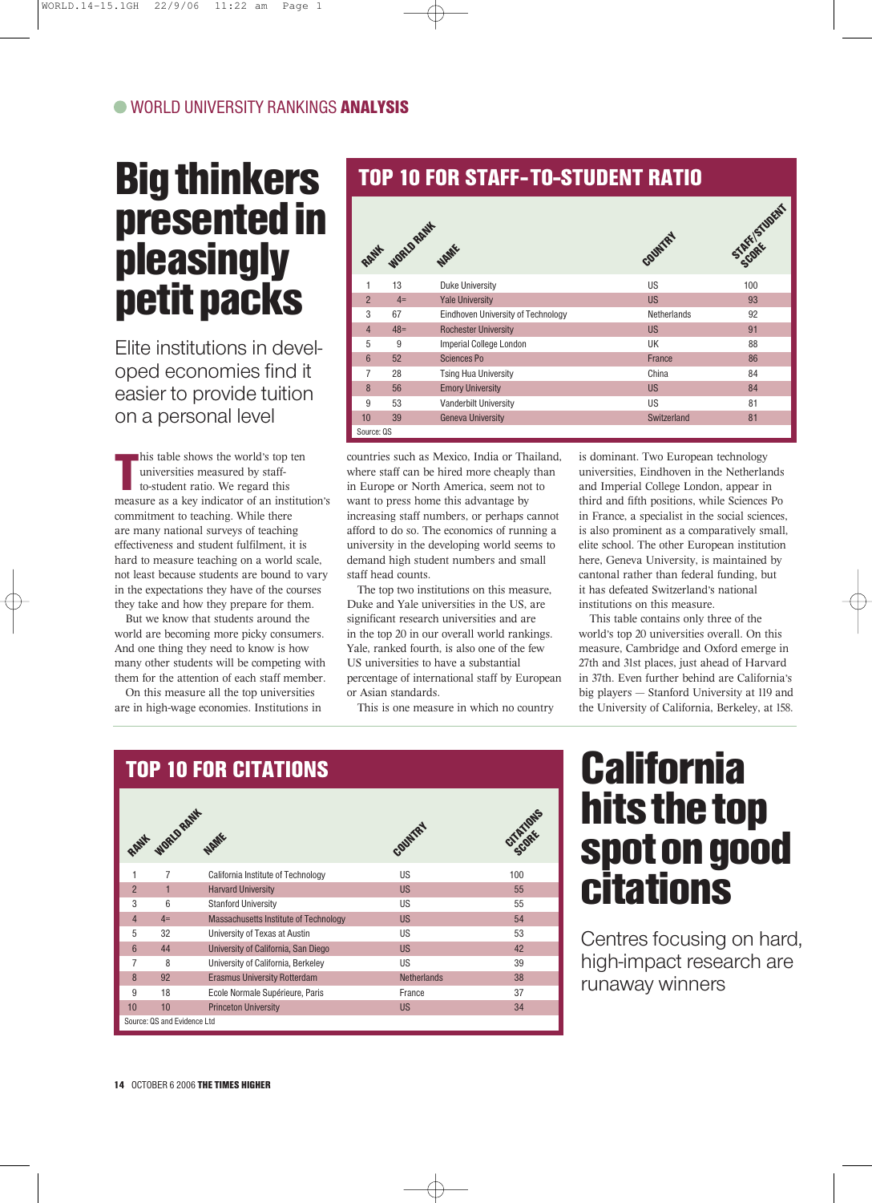WORLD UNIVERSITY RANKINGS **ANALYSIS**

# Big thinkers presented in pleasingly petit packs

Elite institutions in developed economies find it easier to provide tuition on a personal level

## TOP 10 FOR STAFF-TO-STUDENT RATIO

| RANK | WORLD RANK | NAME | COUNTRY | STAFF/STUDENT SCORE |
|---|---|---|---|---|
| 1 | 13 | Duke University | US | 100 |
| 2 | 4= | Yale University | US | 93 |
| 3 | 67 | Eindhoven University of Technology | Netherlands | 92 |
| 4 | 48= | Rochester University | US | 91 |
| 5 | 9 | Imperial College London | UK | 88 |
| 6 | 52 | Sciences Po | France | 86 |
| 7 | 28 | Tsing Hua University | China | 84 |
| 8 | 56 | Emory University | US | 84 |
| 9 | 53 | Vanderbilt University | US | 81 |
| 10 | 39 | Geneva University | Switzerland | 81 |

Source: QS

This table shows the world's top ten universities measured by staff-to-student ratio. We regard this measure as a key indicator of an institution's commitment to teaching. While there are many national surveys of teaching effectiveness and student fulfilment, it is hard to measure teaching on a world scale, not least because students are bound to vary in the expectations they have of the courses they take and how they prepare for them.

But we know that students around the world are becoming more picky consumers. And one thing they need to know is how many other students will be competing with them for the attention of each staff member.

On this measure all the top universities are in high-wage economies. Institutions in countries such as Mexico, India or Thailand, where staff can be hired more cheaply than in Europe or North America, seem not to want to press home this advantage by increasing staff numbers, or perhaps cannot afford to do so. The economics of running a university in the developing world seems to demand high student numbers and small staff head counts.

The top two institutions on this measure, Duke and Yale universities in the US, are significant research universities and are in the top 20 in our overall world rankings. Yale, ranked fourth, is also one of the few US universities to have a substantial percentage of international staff by European or Asian standards.

This is one measure in which no country is dominant. Two European technology universities, Eindhoven in the Netherlands and Imperial College London, appear in third and fifth positions, while Sciences Po in France, a specialist in the social sciences, is also prominent as a comparatively small, elite school. The other European institution here, Geneva University, is maintained by cantonal rather than federal funding, but it has defeated Switzerland's national institutions on this measure.

This table contains only three of the world's top 20 universities overall. On this measure, Cambridge and Oxford emerge in 27th and 31st places, just ahead of Harvard in 37th. Even further behind are California's big players — Stanford University at 119 and the University of California, Berkeley, at 158.

## TOP 10 FOR CITATIONS

| RANK | WORLD RANK | NAME | COUNTRY | CITATIONS SCORE |
|---|---|---|---|---|
| 1 | 7 | California Institute of Technology | US | 100 |
| 2 | 1 | Harvard University | US | 55 |
| 3 | 6 | Stanford University | US | 55 |
| 4 | 4= | Massachusetts Institute of Technology | US | 54 |
| 5 | 32 | University of Texas at Austin | US | 53 |
| 6 | 44 | University of California, San Diego | US | 42 |
| 7 | 8 | University of California, Berkeley | US | 39 |
| 8 | 92 | Erasmus University Rotterdam | Netherlands | 38 |
| 9 | 18 | Ecole Normale Supérieure, Paris | France | 37 |
| 10 | 10 | Princeton University | US | 34 |

Source: QS and Evidence Ltd

# California hits the top spot on good citations

Centres focusing on hard, high-impact research are runaway winners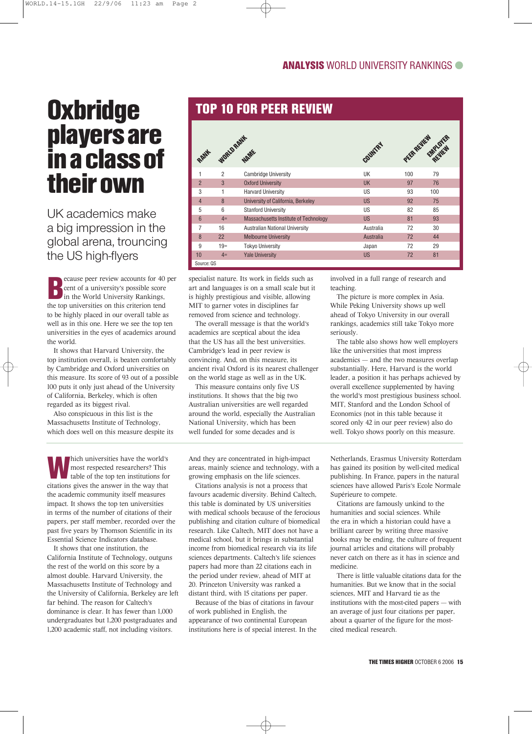# Oxbridge players are in a class of their own

## UK academics make a big impression in the global arena, trouncing the US high-flyers

### TOP 10 FOR PEER REVIEW

| RANK | WORLD RANK | NAME | COUNTRY | PEER REVIEW | EMPLOYER REVIEW |
|---|---|---|---|---|---|
| 1 | 2 | Cambridge University | UK | 100 | 79 |
| 2 | 3 | Oxford University | UK | 97 | 76 |
| 3 | 1 | Harvard University | US | 93 | 100 |
| 4 | 8 | University of California, Berkeley | US | 92 | 75 |
| 5 | 6 | Stanford University | US | 82 | 85 |
| 6 | 4= | Massachusetts Institute of Technology | US | 81 | 93 |
| 7 | 16 | Australian National University | Australia | 72 | 30 |
| 8 | 22 | Melbourne University | Australia | 72 | 44 |
| 9 | 19= | Tokyo University | Japan | 72 | 29 |
| 10 | 4= | Yale University | US | 72 | 81 |

Source: QS

Because peer review accounts for 40 per cent of a university's possible score in the World University Rankings, the top universities on this criterion tend to be highly placed in our overall table as well as in this one. Here we see the top ten universities in the eyes of academics around the world.

It shows that Harvard University, the top institution overall, is beaten comfortably by Cambridge and Oxford universities on this measure. Its score of 93 out of a possible 100 puts it only just ahead of the University of California, Berkeley, which is often regarded as its biggest rival.

Also conspicuous in this list is the Massachusetts Institute of Technology, which does well on this measure despite its specialist nature. Its work in fields such as art and languages is on a small scale but it is highly prestigious and visible, allowing MIT to garner votes in disciplines far removed from science and technology.

The overall message is that the world's academics are sceptical about the idea that the US has all the best universities. Cambridge's lead in peer review is convincing. And, on this measure, its ancient rival Oxford is its nearest challenger on the world stage as well as in the UK.

This measure contains only five US institutions. It shows that the big two Australian universities are well regarded around the world, especially the Australian National University, which has been well funded for some decades and is involved in a full range of research and teaching.

The picture is more complex in Asia. While Peking University shows up well ahead of Tokyo University in our overall rankings, academics still take Tokyo more seriously.

The table also shows how well employers like the universities that most impress academics — and the two measures overlap substantially. Here, Harvard is the world leader, a position it has perhaps achieved by overall excellence supplemented by having the world's most prestigious business school. MIT, Stanford and the London School of Economics (not in this table because it scored only 42 in our peer review) also do well. Tokyo shows poorly on this measure.

---

Which universities have the world's most respected researchers? This table of the top ten institutions for citations gives the answer in the way that the academic community itself measures impact. It shows the top ten universities in terms of the number of citations of their papers, per staff member, recorded over the past five years by Thomson Scientific in its Essential Science Indicators database.

It shows that one institution, the California Institute of Technology, outguns the rest of the world on this score by a almost double. Harvard University, the Massachusetts Institute of Technology and the University of California, Berkeley are left far behind. The reason for Caltech's dominance is clear. It has fewer than 1,000 undergraduates but 1,200 postgraduates and 1,200 academic staff, not including visitors. And they are concentrated in high-impact areas, mainly science and technology, with a growing emphasis on the life sciences.

Citations analysis is not a process that favours academic diversity. Behind Caltech, this table is dominated by US universities with medical schools because of the ferocious publishing and citation culture of biomedical research. Like Caltech, MIT does not have a medical school, but it brings in substantial income from biomedical research via its life sciences departments. Caltech's life sciences papers had more than 22 citations each in the period under review, ahead of MIT at 20. Princeton University was ranked a distant third, with 15 citations per paper.

Because of the bias of citations in favour of work published in English, the appearance of two continental European institutions here is of special interest. In the Netherlands, Erasmus University Rotterdam has gained its position by well-cited medical publishing. In France, papers in the natural sciences have allowed Paris's Ecole Normale Supérieure to compete.

Citations are famously unkind to the humanities and social sciences. While the era in which a historian could have a brilliant career by writing three massive books may be ending, the culture of frequent journal articles and citations will probably never catch on there as it has in science and medicine.

There is little valuable citations data for the humanities. But we know that in the social sciences, MIT and Harvard tie as the institutions with the most-cited papers — with an average of just four citations per paper, about a quarter of the figure for the most-cited medical research.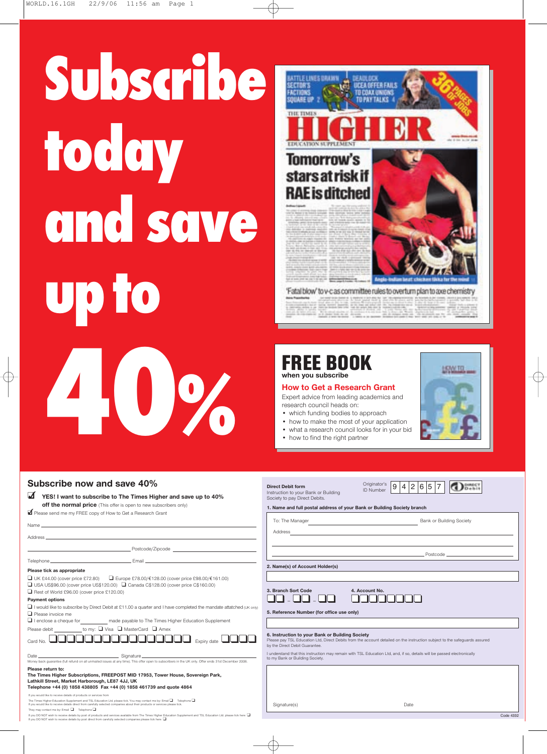# Subscribe today and save up to 40%

## FREE BOOK

when you subscribe

### How to Get a Research Grant

Expert advice from leading academics and research council heads on:

- which funding bodies to approach
- how to make the most of your application
- what a research council looks for in your bid
- how to find the right partner

## Subscribe now and save 40%

☑ **YES! I want to subscribe to The Times Higher and save up to 40% off the normal price** (This offer is open to new subscribers only)

☑ Please send me my FREE copy of How to Get a Research Grant

Name

Address

Postcode/Zipcode

Telephone Email

**Please tick as appropriate**

❑ UK £44.00 (cover price £72.80) ❑ Europe £78.00/€128.00 (cover price £98.00/€161.00)

❑ USA US$96.00 (cover price US$120.00) ❑ Canada C$128.00 (cover price C$160.00)

❑ Rest of World £96.00 (cover price £120.00)

**Payment options**

❑ I would like to subscribe by Direct Debit at £11.00 a quarter and I have completed the mandate attached (UK only)

❑ Please invoice me

❑ I enclose a cheque for ________ made payable to The Times Higher Education Supplement

Please debit ________ to my: ❑ Visa ❑ MasterCard ❑ Amex

Card No. Expiry date

Date Signature

Money back guarantee (full refund on all unmailed issues at any time). This offer open to subscribers in the UK only. Offer ends 31st December 2006.

**Please return to:**

**The Times Higher Subscriptions, FREEPOST MID 17953, Tower House, Sovereign Park, Lathkill Street, Market Harborough, LE87 4JJ, UK**

**Telephone +44 (0) 1858 438805 Fax +44 (0) 1858 461739 and quote 4864**

If you would like to receive details of products or services from The Times Higher Education Supplement and TSL Education Ltd. please tick. You may contact me by: Email ❑ Telephone ❑

If you would like to receive details direct from carefully selected companies about their products or services please tick. They may contact me by: Email ❑ Telephone ❑

If you DO NOT wish to receive details by post of products and services available from The Times Higher Education Supplement and TSL Education Ltd. please tick here ❑

If you DO NOT wish to receive details by post direct from carefully selected companies please tick here ❑

---

**Direct Debit form**

Instruction to your Bank or Building Society to pay Direct Debits.

Originator's ID Number: 9 4 2 6 5 7

**1. Name and full postal address of your Bank or Building Society branch**

To: The Manager Bank or Building Society

Address

Postcode

**2. Name(s) of Account Holder(s)**

**3. Branch Sort Code**

**4. Account No.**

**5. Reference Number (for office use only)**

**6. Instruction to your Bank or Building Society**

Please pay TSL Education Ltd, Direct Debits from the account detailed on the instruction subject to the safeguards assured by the Direct Debit Guarantee.

I understand that this instruction may remain with TSL Education Ltd, and, if so, details will be passed electronically to my Bank or Building Society.

Signature(s) Date

Code 4332